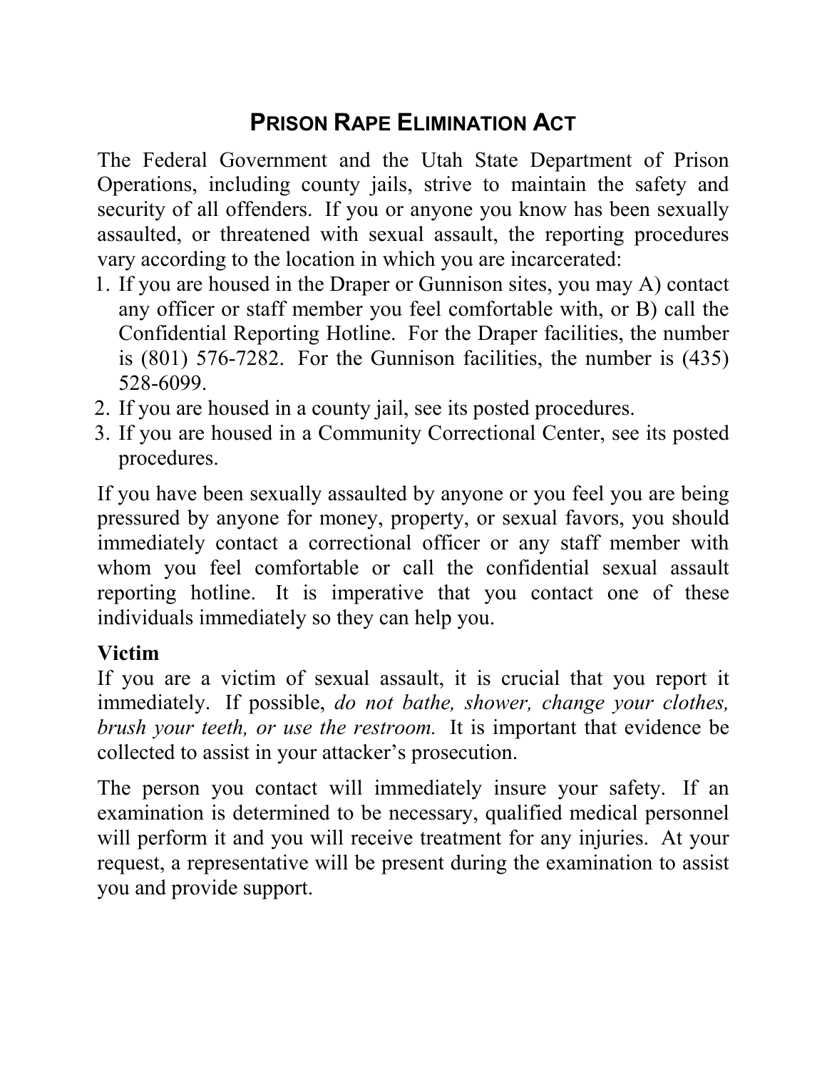# Prison Rape Elimination Act

The Federal Government and the Utah State Department of Prison Operations, including county jails, strive to maintain the safety and security of all offenders. If you or anyone you know has been sexually assaulted, or threatened with sexual assault, the reporting procedures vary according to the location in which you are incarcerated:

1. If you are housed in the Draper or Gunnison sites, you may A) contact any officer or staff member you feel comfortable with, or B) call the Confidential Reporting Hotline. For the Draper facilities, the number is (801) 576-7282. For the Gunnison facilities, the number is (435) 528-6099.
2. If you are housed in a county jail, see its posted procedures.
3. If you are housed in a Community Correctional Center, see its posted procedures.

If you have been sexually assaulted by anyone or you feel you are being pressured by anyone for money, property, or sexual favors, you should immediately contact a correctional officer or any staff member with whom you feel comfortable or call the confidential sexual assault reporting hotline. It is imperative that you contact one of these individuals immediately so they can help you.

**Victim**

If you are a victim of sexual assault, it is crucial that you report it immediately. If possible, *do not bathe, shower, change your clothes, brush your teeth, or use the restroom.* It is important that evidence be collected to assist in your attacker's prosecution.

The person you contact will immediately insure your safety. If an examination is determined to be necessary, qualified medical personnel will perform it and you will receive treatment for any injuries. At your request, a representative will be present during the examination to assist you and provide support.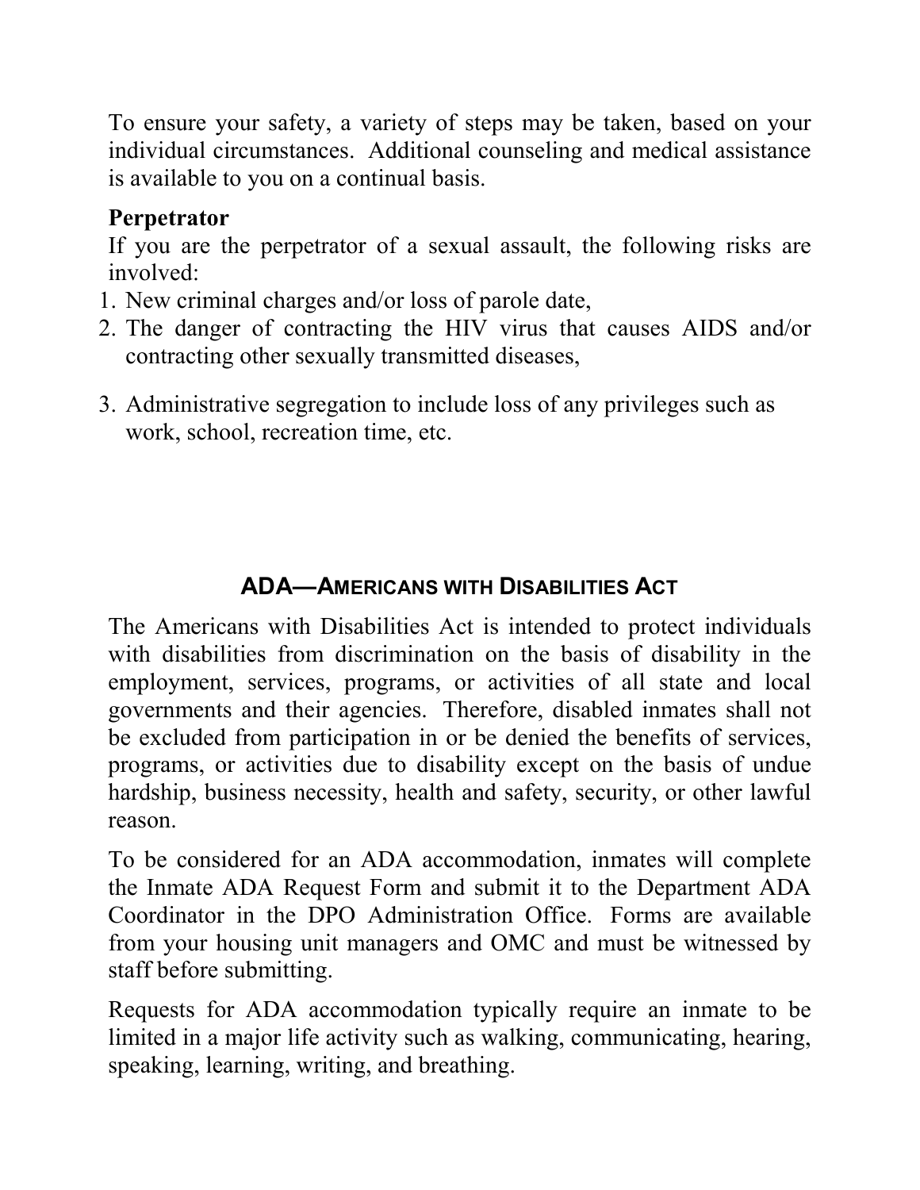To ensure your safety, a variety of steps may be taken, based on your individual circumstances. Additional counseling and medical assistance is available to you on a continual basis.

**Perpetrator**

If you are the perpetrator of a sexual assault, the following risks are involved:

1. New criminal charges and/or loss of parole date,
2. The danger of contracting the HIV virus that causes AIDS and/or contracting other sexually transmitted diseases,
3. Administrative segregation to include loss of any privileges such as work, school, recreation time, etc.

## ADA—AMERICANS WITH DISABILITIES ACT

The Americans with Disabilities Act is intended to protect individuals with disabilities from discrimination on the basis of disability in the employment, services, programs, or activities of all state and local governments and their agencies. Therefore, disabled inmates shall not be excluded from participation in or be denied the benefits of services, programs, or activities due to disability except on the basis of undue hardship, business necessity, health and safety, security, or other lawful reason.

To be considered for an ADA accommodation, inmates will complete the Inmate ADA Request Form and submit it to the Department ADA Coordinator in the DPO Administration Office. Forms are available from your housing unit managers and OMC and must be witnessed by staff before submitting.

Requests for ADA accommodation typically require an inmate to be limited in a major life activity such as walking, communicating, hearing, speaking, learning, writing, and breathing.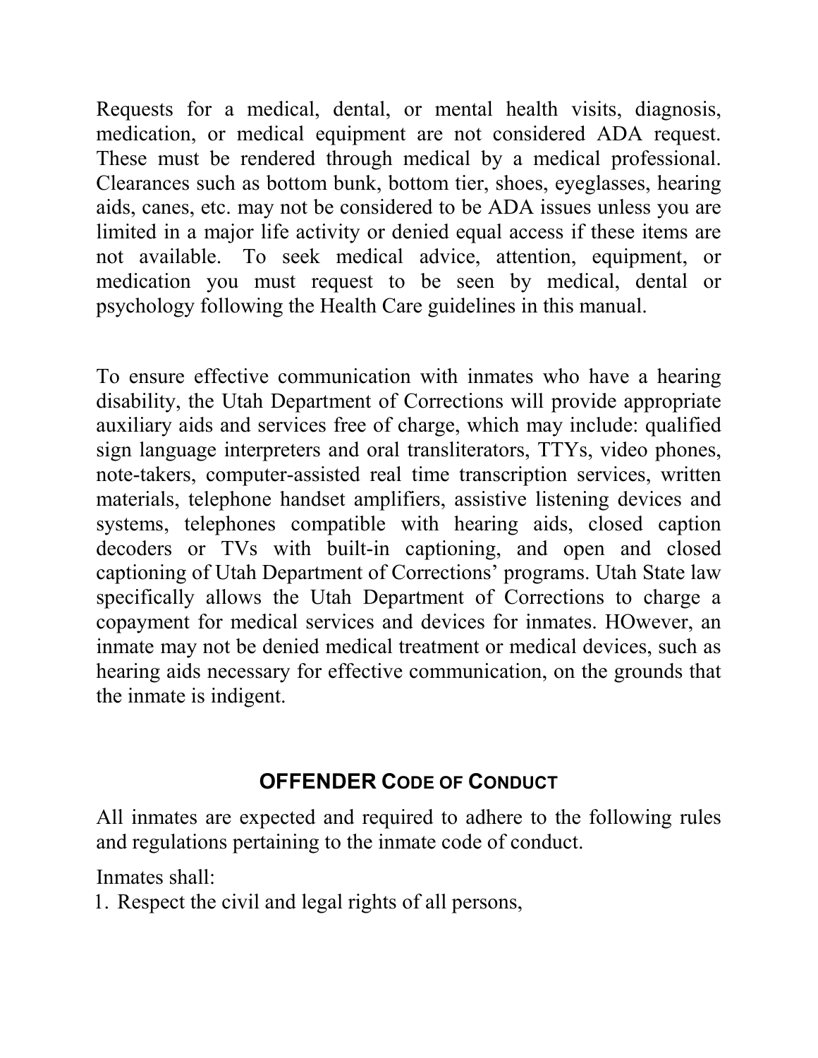Requests for a medical, dental, or mental health visits, diagnosis, medication, or medical equipment are not considered ADA request. These must be rendered through medical by a medical professional. Clearances such as bottom bunk, bottom tier, shoes, eyeglasses, hearing aids, canes, etc. may not be considered to be ADA issues unless you are limited in a major life activity or denied equal access if these items are not available. To seek medical advice, attention, equipment, or medication you must request to be seen by medical, dental or psychology following the Health Care guidelines in this manual.

To ensure effective communication with inmates who have a hearing disability, the Utah Department of Corrections will provide appropriate auxiliary aids and services free of charge, which may include: qualified sign language interpreters and oral transliterators, TTYs, video phones, note-takers, computer-assisted real time transcription services, written materials, telephone handset amplifiers, assistive listening devices and systems, telephones compatible with hearing aids, closed caption decoders or TVs with built-in captioning, and open and closed captioning of Utah Department of Corrections' programs. Utah State law specifically allows the Utah Department of Corrections to charge a copayment for medical services and devices for inmates. HOwever, an inmate may not be denied medical treatment or medical devices, such as hearing aids necessary for effective communication, on the grounds that the inmate is indigent.

## OFFENDER CODE OF CONDUCT

All inmates are expected and required to adhere to the following rules and regulations pertaining to the inmate code of conduct.

Inmates shall:

1. Respect the civil and legal rights of all persons,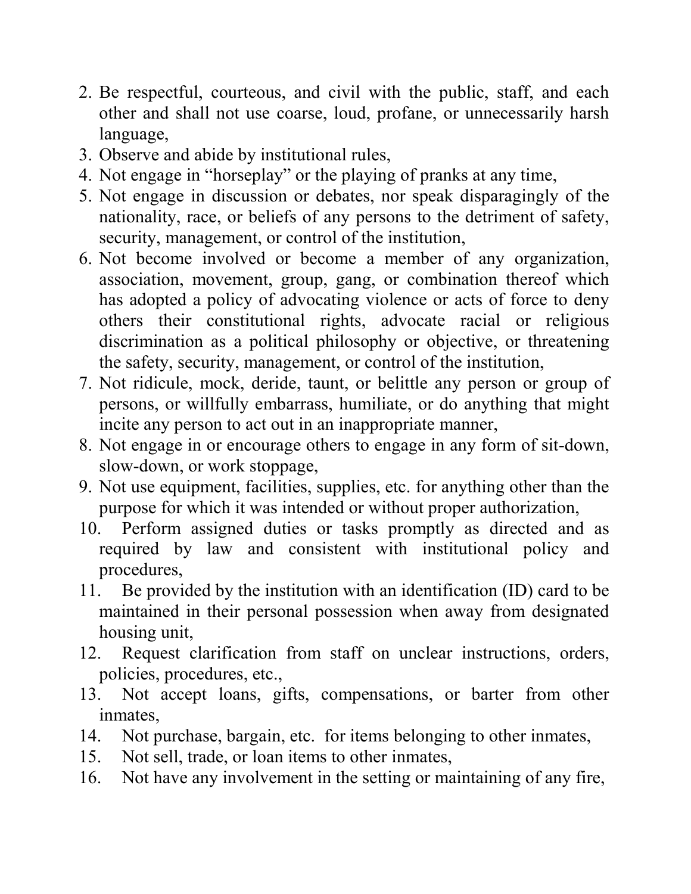2. Be respectful, courteous, and civil with the public, staff, and each other and shall not use coarse, loud, profane, or unnecessarily harsh language,
3. Observe and abide by institutional rules,
4. Not engage in "horseplay" or the playing of pranks at any time,
5. Not engage in discussion or debates, nor speak disparagingly of the nationality, race, or beliefs of any persons to the detriment of safety, security, management, or control of the institution,
6. Not become involved or become a member of any organization, association, movement, group, gang, or combination thereof which has adopted a policy of advocating violence or acts of force to deny others their constitutional rights, advocate racial or religious discrimination as a political philosophy or objective, or threatening the safety, security, management, or control of the institution,
7. Not ridicule, mock, deride, taunt, or belittle any person or group of persons, or willfully embarrass, humiliate, or do anything that might incite any person to act out in an inappropriate manner,
8. Not engage in or encourage others to engage in any form of sit-down, slow-down, or work stoppage,
9. Not use equipment, facilities, supplies, etc. for anything other than the purpose for which it was intended or without proper authorization,
10. Perform assigned duties or tasks promptly as directed and as required by law and consistent with institutional policy and procedures,
11. Be provided by the institution with an identification (ID) card to be maintained in their personal possession when away from designated housing unit,
12. Request clarification from staff on unclear instructions, orders, policies, procedures, etc.,
13. Not accept loans, gifts, compensations, or barter from other inmates,
14. Not purchase, bargain, etc. for items belonging to other inmates,
15. Not sell, trade, or loan items to other inmates,
16. Not have any involvement in the setting or maintaining of any fire,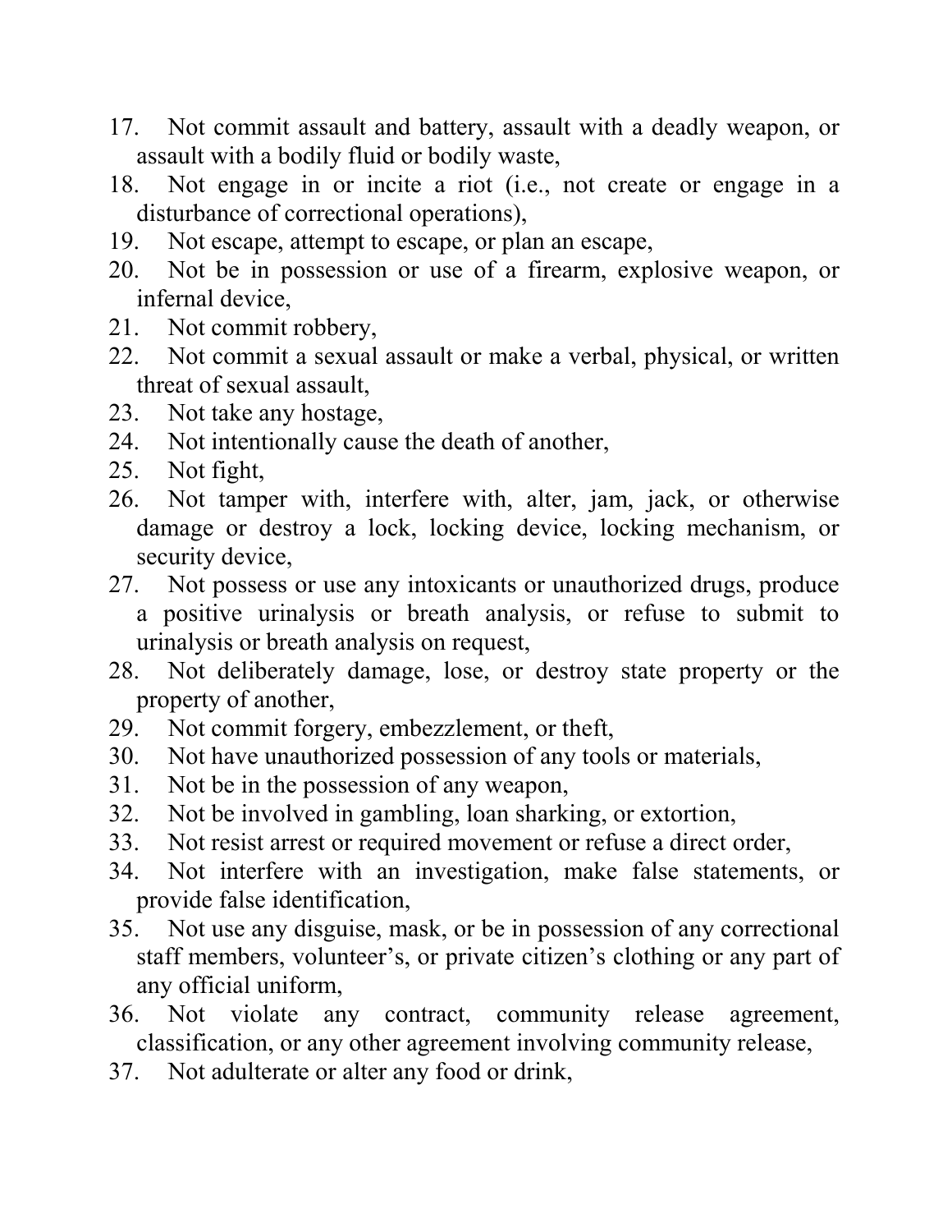17. Not commit assault and battery, assault with a deadly weapon, or assault with a bodily fluid or bodily waste,
18. Not engage in or incite a riot (i.e., not create or engage in a disturbance of correctional operations),
19. Not escape, attempt to escape, or plan an escape,
20. Not be in possession or use of a firearm, explosive weapon, or infernal device,
21. Not commit robbery,
22. Not commit a sexual assault or make a verbal, physical, or written threat of sexual assault,
23. Not take any hostage,
24. Not intentionally cause the death of another,
25. Not fight,
26. Not tamper with, interfere with, alter, jam, jack, or otherwise damage or destroy a lock, locking device, locking mechanism, or security device,
27. Not possess or use any intoxicants or unauthorized drugs, produce a positive urinalysis or breath analysis, or refuse to submit to urinalysis or breath analysis on request,
28. Not deliberately damage, lose, or destroy state property or the property of another,
29. Not commit forgery, embezzlement, or theft,
30. Not have unauthorized possession of any tools or materials,
31. Not be in the possession of any weapon,
32. Not be involved in gambling, loan sharking, or extortion,
33. Not resist arrest or required movement or refuse a direct order,
34. Not interfere with an investigation, make false statements, or provide false identification,
35. Not use any disguise, mask, or be in possession of any correctional staff members, volunteer's, or private citizen's clothing or any part of any official uniform,
36. Not violate any contract, community release agreement, classification, or any other agreement involving community release,
37. Not adulterate or alter any food or drink,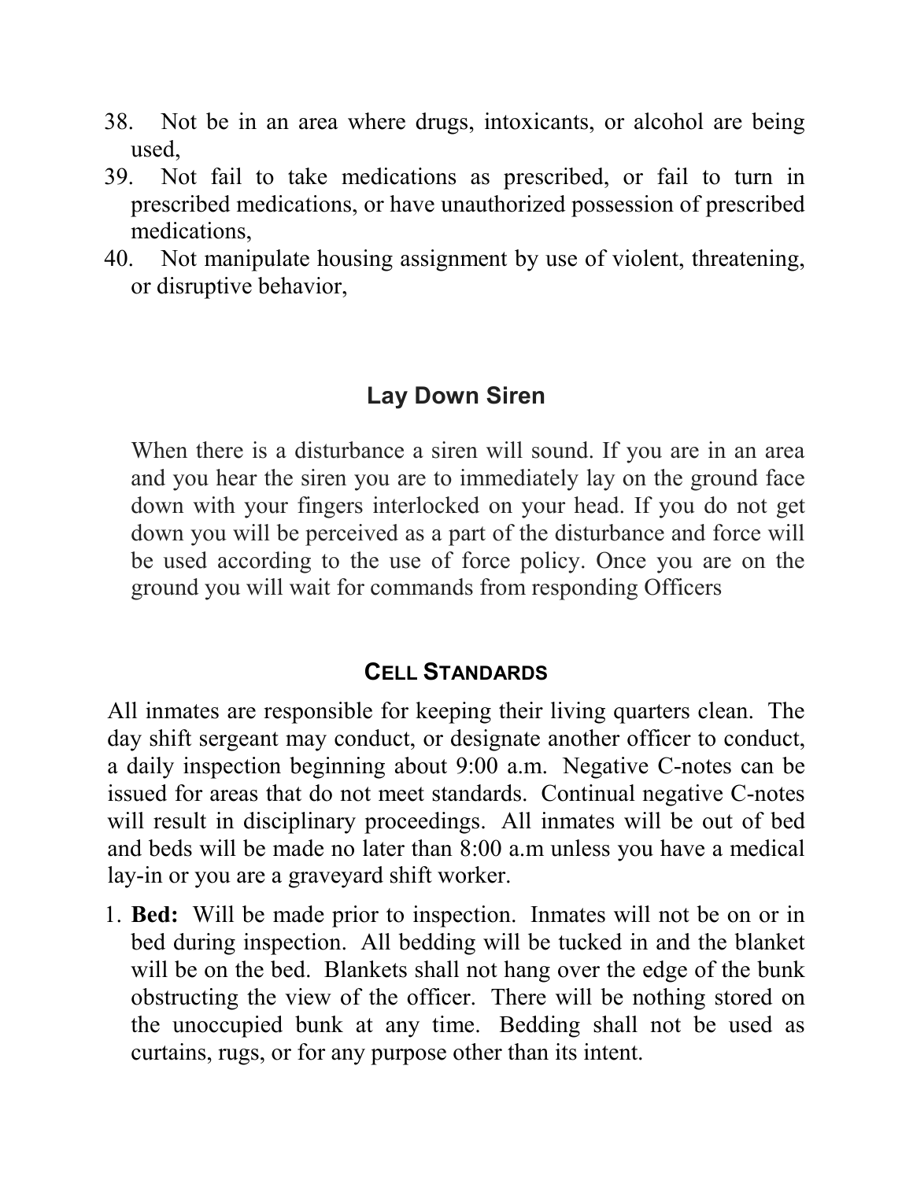38. Not be in an area where drugs, intoxicants, or alcohol are being used,
39. Not fail to take medications as prescribed, or fail to turn in prescribed medications, or have unauthorized possession of prescribed medications,
40. Not manipulate housing assignment by use of violent, threatening, or disruptive behavior,

## Lay Down Siren

When there is a disturbance a siren will sound. If you are in an area and you hear the siren you are to immediately lay on the ground face down with your fingers interlocked on your head. If you do not get down you will be perceived as a part of the disturbance and force will be used according to the use of force policy. Once you are on the ground you will wait for commands from responding Officers

## CELL STANDARDS

All inmates are responsible for keeping their living quarters clean. The day shift sergeant may conduct, or designate another officer to conduct, a daily inspection beginning about 9:00 a.m. Negative C-notes can be issued for areas that do not meet standards. Continual negative C-notes will result in disciplinary proceedings. All inmates will be out of bed and beds will be made no later than 8:00 a.m unless you have a medical lay-in or you are a graveyard shift worker.

1. **Bed:** Will be made prior to inspection. Inmates will not be on or in bed during inspection. All bedding will be tucked in and the blanket will be on the bed. Blankets shall not hang over the edge of the bunk obstructing the view of the officer. There will be nothing stored on the unoccupied bunk at any time. Bedding shall not be used as curtains, rugs, or for any purpose other than its intent.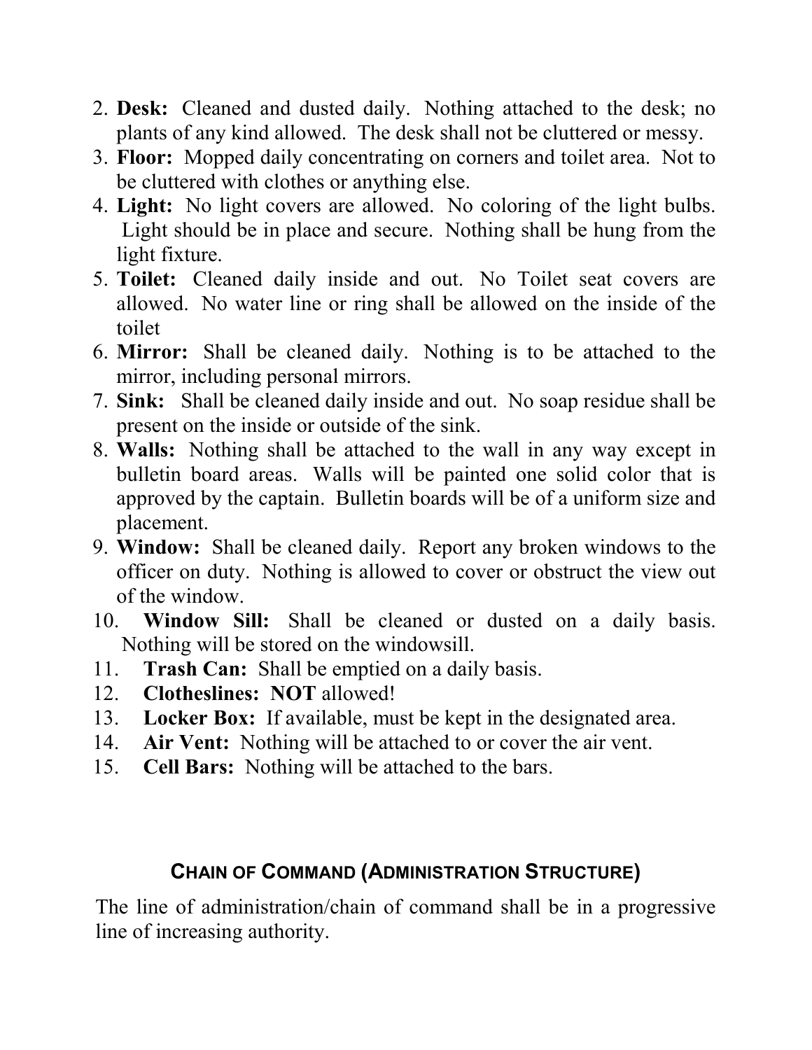2. **Desk:** Cleaned and dusted daily. Nothing attached to the desk; no plants of any kind allowed. The desk shall not be cluttered or messy.
3. **Floor:** Mopped daily concentrating on corners and toilet area. Not to be cluttered with clothes or anything else.
4. **Light:** No light covers are allowed. No coloring of the light bulbs. Light should be in place and secure. Nothing shall be hung from the light fixture.
5. **Toilet:** Cleaned daily inside and out. No Toilet seat covers are allowed. No water line or ring shall be allowed on the inside of the toilet
6. **Mirror:** Shall be cleaned daily. Nothing is to be attached to the mirror, including personal mirrors.
7. **Sink:** Shall be cleaned daily inside and out. No soap residue shall be present on the inside or outside of the sink.
8. **Walls:** Nothing shall be attached to the wall in any way except in bulletin board areas. Walls will be painted one solid color that is approved by the captain. Bulletin boards will be of a uniform size and placement.
9. **Window:** Shall be cleaned daily. Report any broken windows to the officer on duty. Nothing is allowed to cover or obstruct the view out of the window.
10. **Window Sill:** Shall be cleaned or dusted on a daily basis. Nothing will be stored on the windowsill.
11. **Trash Can:** Shall be emptied on a daily basis.
12. **Clotheslines: NOT** allowed!
13. **Locker Box:** If available, must be kept in the designated area.
14. **Air Vent:** Nothing will be attached to or cover the air vent.
15. **Cell Bars:** Nothing will be attached to the bars.

## Chain of Command (Administration Structure)

The line of administration/chain of command shall be in a progressive line of increasing authority.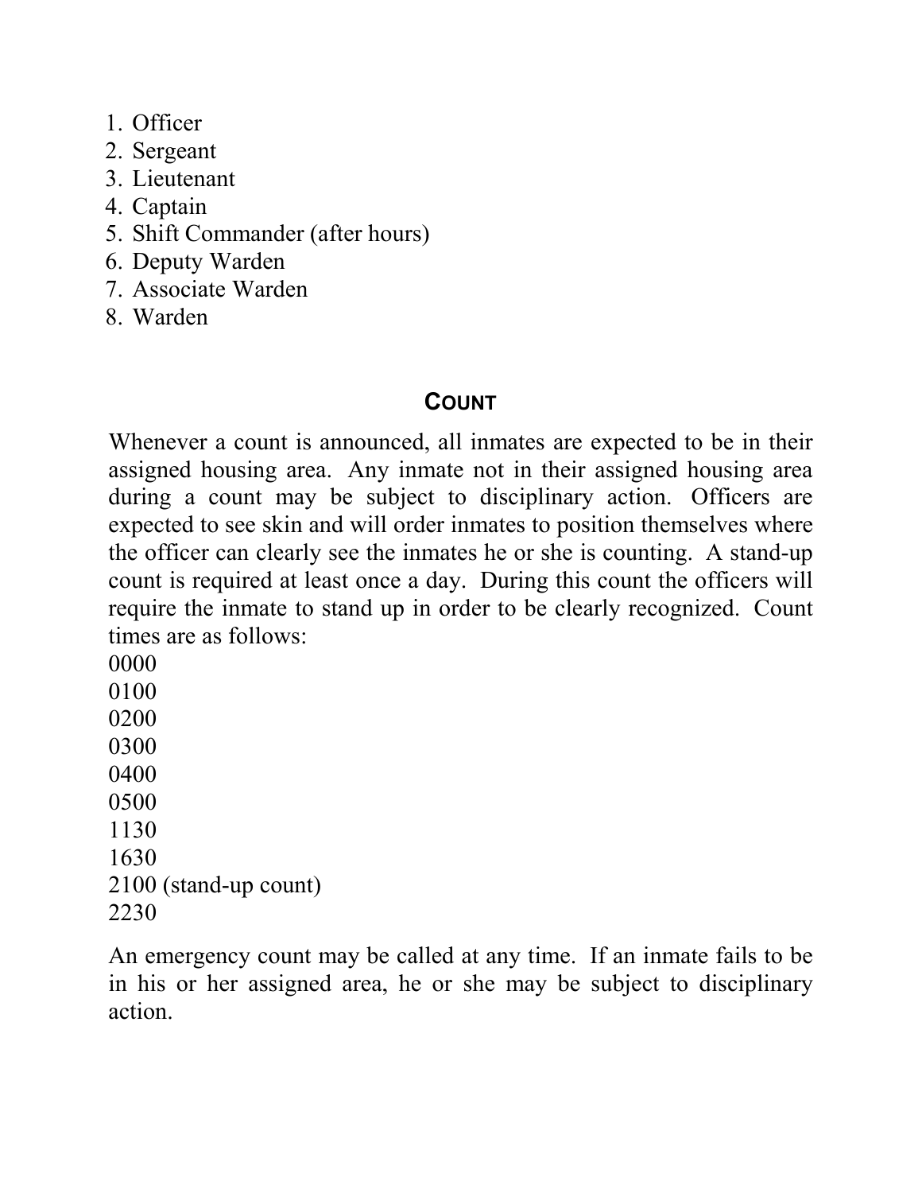1. Officer
2. Sergeant
3. Lieutenant
4. Captain
5. Shift Commander (after hours)
6. Deputy Warden
7. Associate Warden
8. Warden

## COUNT

Whenever a count is announced, all inmates are expected to be in their assigned housing area. Any inmate not in their assigned housing area during a count may be subject to disciplinary action. Officers are expected to see skin and will order inmates to position themselves where the officer can clearly see the inmates he or she is counting. A stand-up count is required at least once a day. During this count the officers will require the inmate to stand up in order to be clearly recognized. Count times are as follows:

0000
0100
0200
0300
0400
0500
1130
1630
2100 (stand-up count)
2230

An emergency count may be called at any time. If an inmate fails to be in his or her assigned area, he or she may be subject to disciplinary action.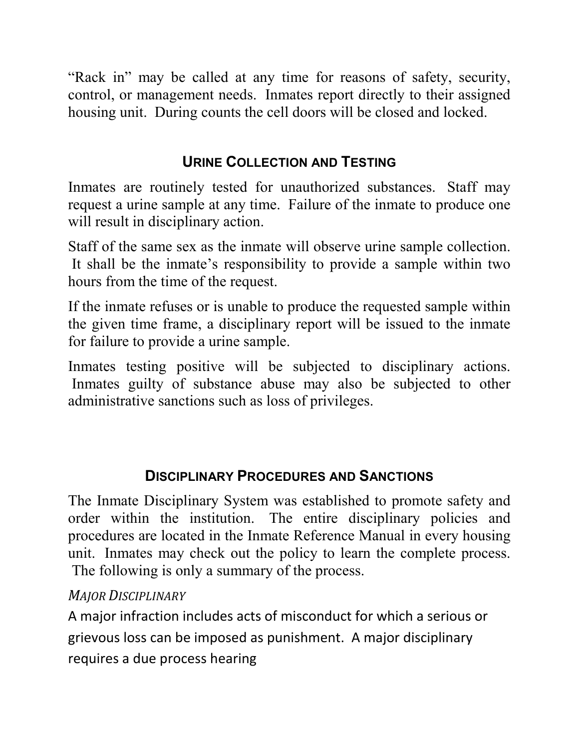"Rack in" may be called at any time for reasons of safety, security, control, or management needs. Inmates report directly to their assigned housing unit. During counts the cell doors will be closed and locked.

## Urine Collection and Testing

Inmates are routinely tested for unauthorized substances. Staff may request a urine sample at any time. Failure of the inmate to produce one will result in disciplinary action.

Staff of the same sex as the inmate will observe urine sample collection. It shall be the inmate's responsibility to provide a sample within two hours from the time of the request.

If the inmate refuses or is unable to produce the requested sample within the given time frame, a disciplinary report will be issued to the inmate for failure to provide a urine sample.

Inmates testing positive will be subjected to disciplinary actions. Inmates guilty of substance abuse may also be subjected to other administrative sanctions such as loss of privileges.

## Disciplinary Procedures and Sanctions

The Inmate Disciplinary System was established to promote safety and order within the institution. The entire disciplinary policies and procedures are located in the Inmate Reference Manual in every housing unit. Inmates may check out the policy to learn the complete process. The following is only a summary of the process.

### *Major Disciplinary*

A major infraction includes acts of misconduct for which a serious or grievous loss can be imposed as punishment. A major disciplinary requires a due process hearing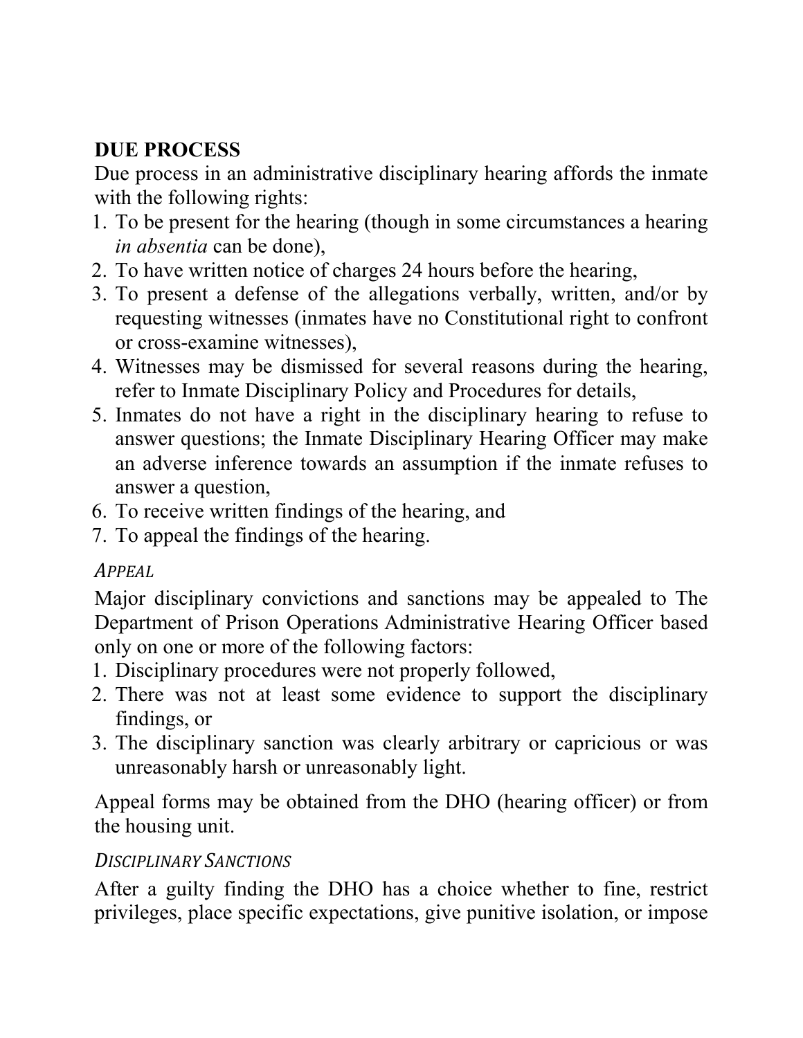## DUE PROCESS

Due process in an administrative disciplinary hearing affords the inmate with the following rights:

1. To be present for the hearing (though in some circumstances a hearing *in absentia* can be done),
2. To have written notice of charges 24 hours before the hearing,
3. To present a defense of the allegations verbally, written, and/or by requesting witnesses (inmates have no Constitutional right to confront or cross-examine witnesses),
4. Witnesses may be dismissed for several reasons during the hearing, refer to Inmate Disciplinary Policy and Procedures for details,
5. Inmates do not have a right in the disciplinary hearing to refuse to answer questions; the Inmate Disciplinary Hearing Officer may make an adverse inference towards an assumption if the inmate refuses to answer a question,
6. To receive written findings of the hearing, and
7. To appeal the findings of the hearing.

### *APPEAL*

Major disciplinary convictions and sanctions may be appealed to The Department of Prison Operations Administrative Hearing Officer based only on one or more of the following factors:

1. Disciplinary procedures were not properly followed,
2. There was not at least some evidence to support the disciplinary findings, or
3. The disciplinary sanction was clearly arbitrary or capricious or was unreasonably harsh or unreasonably light.

Appeal forms may be obtained from the DHO (hearing officer) or from the housing unit.

### *DISCIPLINARY SANCTIONS*

After a guilty finding the DHO has a choice whether to fine, restrict privileges, place specific expectations, give punitive isolation, or impose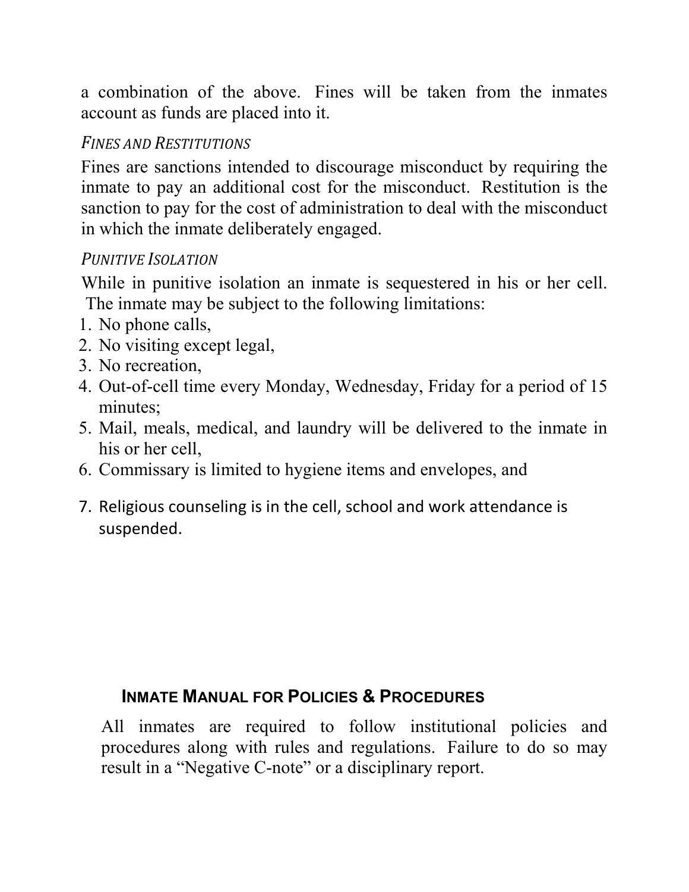a combination of the above. Fines will be taken from the inmates account as funds are placed into it.

### *Fines and Restitutions*

Fines are sanctions intended to discourage misconduct by requiring the inmate to pay an additional cost for the misconduct. Restitution is the sanction to pay for the cost of administration to deal with the misconduct in which the inmate deliberately engaged.

### *Punitive Isolation*

While in punitive isolation an inmate is sequestered in his or her cell. The inmate may be subject to the following limitations:

1. No phone calls,
2. No visiting except legal,
3. No recreation,
4. Out-of-cell time every Monday, Wednesday, Friday for a period of 15 minutes;
5. Mail, meals, medical, and laundry will be delivered to the inmate in his or her cell,
6. Commissary is limited to hygiene items and envelopes, and
7. Religious counseling is in the cell, school and work attendance is suspended.

## **Inmate Manual for Policies & Procedures**

All inmates are required to follow institutional policies and procedures along with rules and regulations. Failure to do so may result in a "Negative C-note" or a disciplinary report.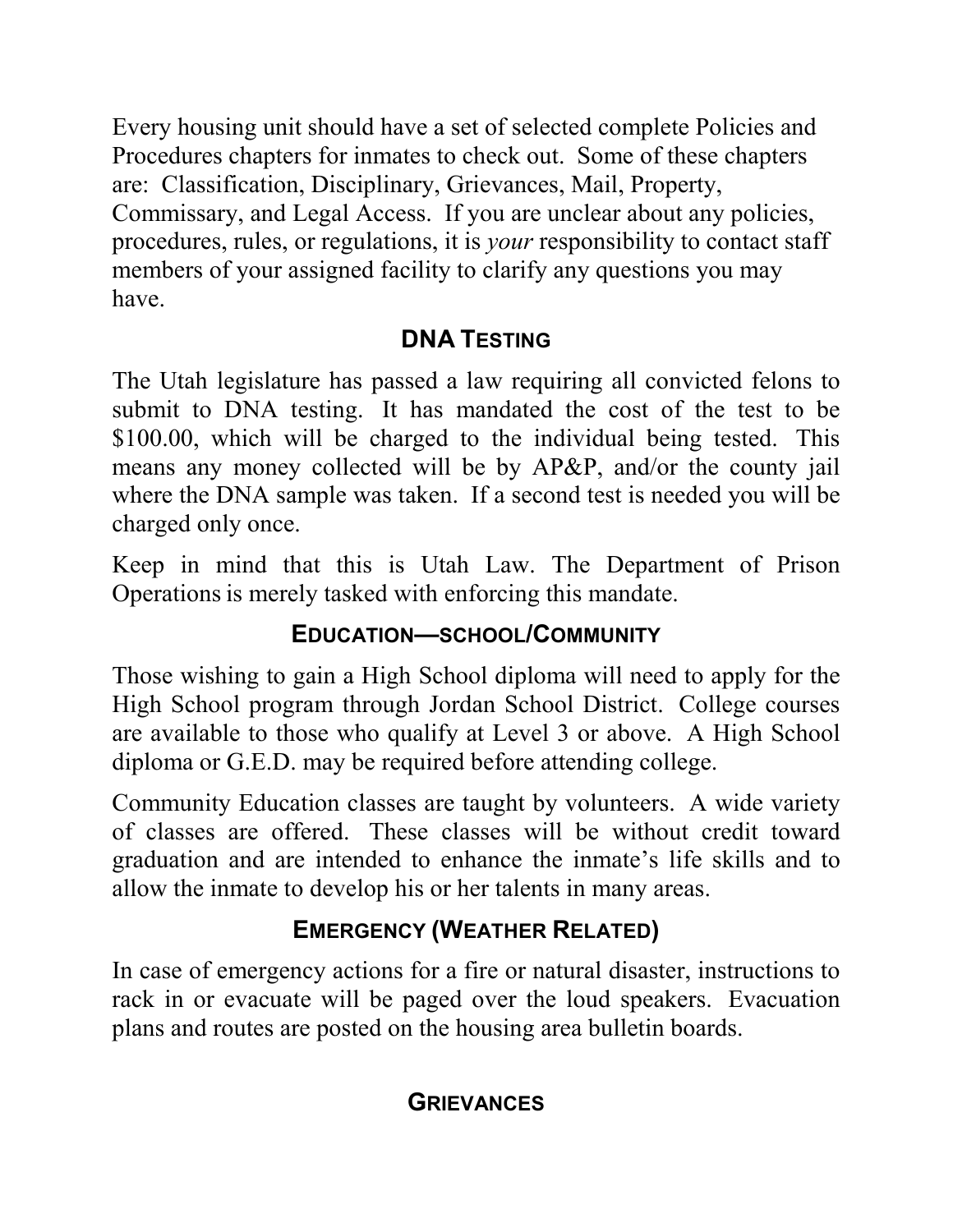Every housing unit should have a set of selected complete Policies and Procedures chapters for inmates to check out. Some of these chapters are: Classification, Disciplinary, Grievances, Mail, Property, Commissary, and Legal Access. If you are unclear about any policies, procedures, rules, or regulations, it is *your* responsibility to contact staff members of your assigned facility to clarify any questions you may have.

## DNA Testing

The Utah legislature has passed a law requiring all convicted felons to submit to DNA testing. It has mandated the cost of the test to be $100.00, which will be charged to the individual being tested. This means any money collected will be by AP&P, and/or the county jail where the DNA sample was taken. If a second test is needed you will be charged only once.

Keep in mind that this is Utah Law. The Department of Prison Operations is merely tasked with enforcing this mandate.

## Education—school/Community

Those wishing to gain a High School diploma will need to apply for the High School program through Jordan School District. College courses are available to those who qualify at Level 3 or above. A High School diploma or G.E.D. may be required before attending college.

Community Education classes are taught by volunteers. A wide variety of classes are offered. These classes will be without credit toward graduation and are intended to enhance the inmate's life skills and to allow the inmate to develop his or her talents in many areas.

## Emergency (Weather Related)

In case of emergency actions for a fire or natural disaster, instructions to rack in or evacuate will be paged over the loud speakers. Evacuation plans and routes are posted on the housing area bulletin boards.

## Grievances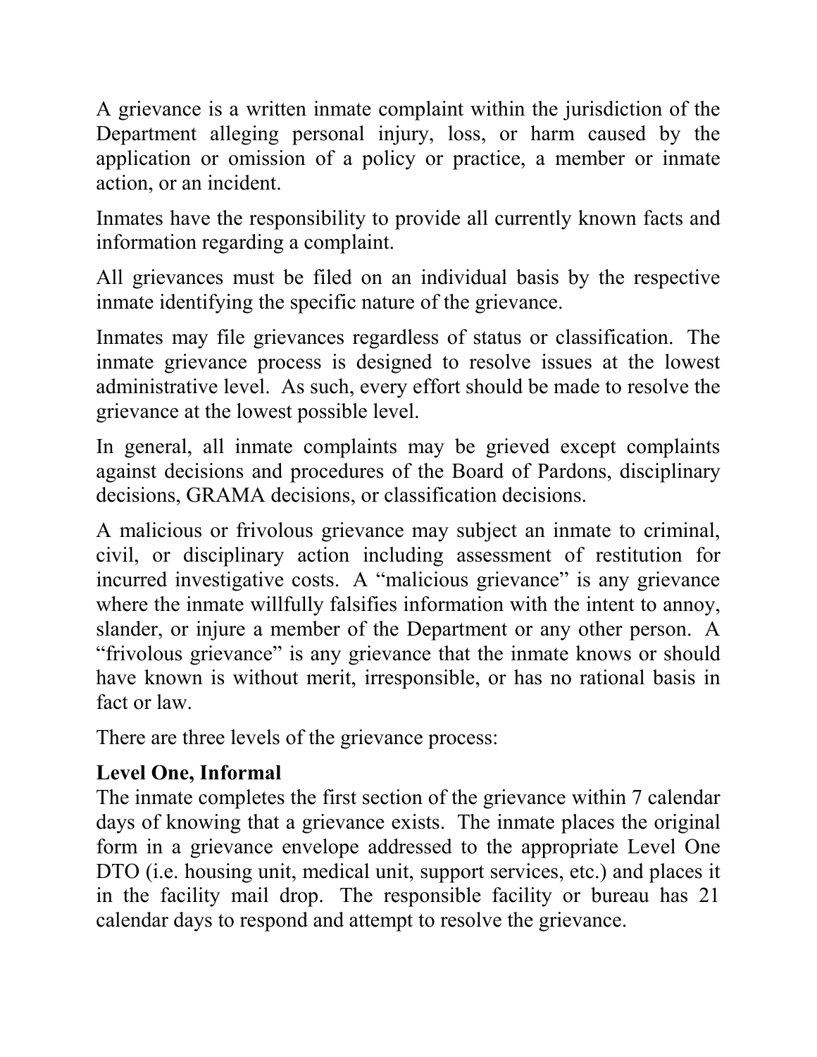A grievance is a written inmate complaint within the jurisdiction of the Department alleging personal injury, loss, or harm caused by the application or omission of a policy or practice, a member or inmate action, or an incident.

Inmates have the responsibility to provide all currently known facts and information regarding a complaint.

All grievances must be filed on an individual basis by the respective inmate identifying the specific nature of the grievance.

Inmates may file grievances regardless of status or classification. The inmate grievance process is designed to resolve issues at the lowest administrative level. As such, every effort should be made to resolve the grievance at the lowest possible level.

In general, all inmate complaints may be grieved except complaints against decisions and procedures of the Board of Pardons, disciplinary decisions, GRAMA decisions, or classification decisions.

A malicious or frivolous grievance may subject an inmate to criminal, civil, or disciplinary action including assessment of restitution for incurred investigative costs. A "malicious grievance" is any grievance where the inmate willfully falsifies information with the intent to annoy, slander, or injure a member of the Department or any other person. A "frivolous grievance" is any grievance that the inmate knows or should have known is without merit, irresponsible, or has no rational basis in fact or law.

There are three levels of the grievance process:

**Level One, Informal**
The inmate completes the first section of the grievance within 7 calendar days of knowing that a grievance exists. The inmate places the original form in a grievance envelope addressed to the appropriate Level One DTO (i.e. housing unit, medical unit, support services, etc.) and places it in the facility mail drop. The responsible facility or bureau has 21 calendar days to respond and attempt to resolve the grievance.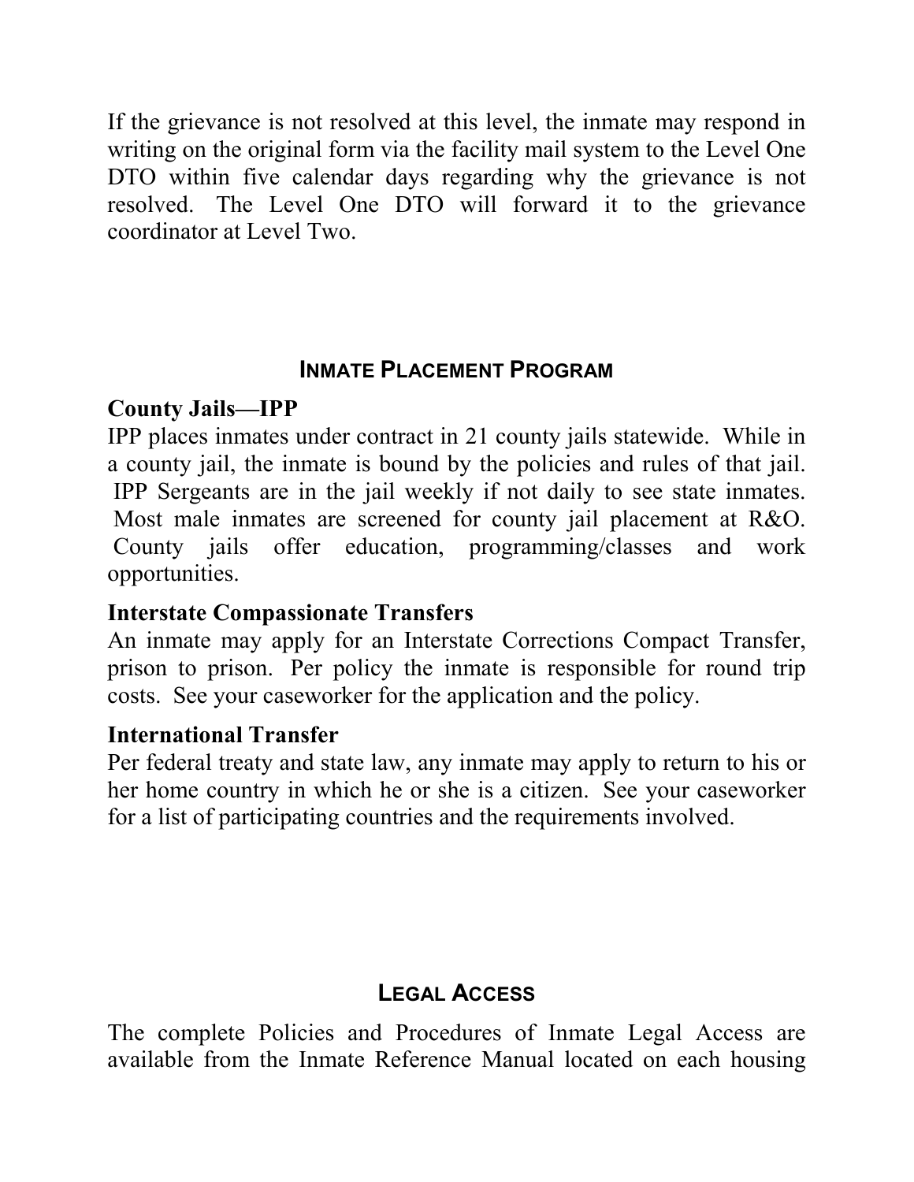If the grievance is not resolved at this level, the inmate may respond in writing on the original form via the facility mail system to the Level One DTO within five calendar days regarding why the grievance is not resolved. The Level One DTO will forward it to the grievance coordinator at Level Two.

## INMATE PLACEMENT PROGRAM

### County Jails—IPP

IPP places inmates under contract in 21 county jails statewide. While in a county jail, the inmate is bound by the policies and rules of that jail. IPP Sergeants are in the jail weekly if not daily to see state inmates. Most male inmates are screened for county jail placement at R&O. County jails offer education, programming/classes and work opportunities.

### Interstate Compassionate Transfers

An inmate may apply for an Interstate Corrections Compact Transfer, prison to prison. Per policy the inmate is responsible for round trip costs. See your caseworker for the application and the policy.

### International Transfer

Per federal treaty and state law, any inmate may apply to return to his or her home country in which he or she is a citizen. See your caseworker for a list of participating countries and the requirements involved.

## LEGAL ACCESS

The complete Policies and Procedures of Inmate Legal Access are available from the Inmate Reference Manual located on each housing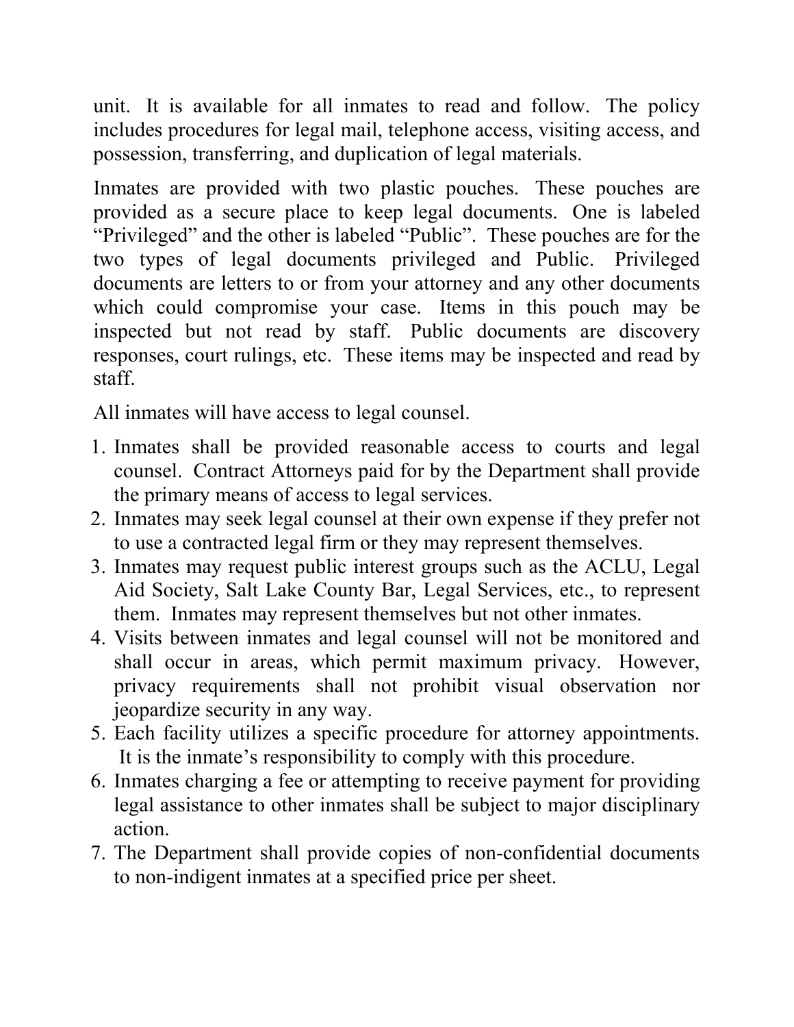unit. It is available for all inmates to read and follow. The policy includes procedures for legal mail, telephone access, visiting access, and possession, transferring, and duplication of legal materials.

Inmates are provided with two plastic pouches. These pouches are provided as a secure place to keep legal documents. One is labeled "Privileged" and the other is labeled "Public". These pouches are for the two types of legal documents privileged and Public. Privileged documents are letters to or from your attorney and any other documents which could compromise your case. Items in this pouch may be inspected but not read by staff. Public documents are discovery responses, court rulings, etc. These items may be inspected and read by staff.

All inmates will have access to legal counsel.

1. Inmates shall be provided reasonable access to courts and legal counsel. Contract Attorneys paid for by the Department shall provide the primary means of access to legal services.
2. Inmates may seek legal counsel at their own expense if they prefer not to use a contracted legal firm or they may represent themselves.
3. Inmates may request public interest groups such as the ACLU, Legal Aid Society, Salt Lake County Bar, Legal Services, etc., to represent them. Inmates may represent themselves but not other inmates.
4. Visits between inmates and legal counsel will not be monitored and shall occur in areas, which permit maximum privacy. However, privacy requirements shall not prohibit visual observation nor jeopardize security in any way.
5. Each facility utilizes a specific procedure for attorney appointments. It is the inmate's responsibility to comply with this procedure.
6. Inmates charging a fee or attempting to receive payment for providing legal assistance to other inmates shall be subject to major disciplinary action.
7. The Department shall provide copies of non-confidential documents to non-indigent inmates at a specified price per sheet.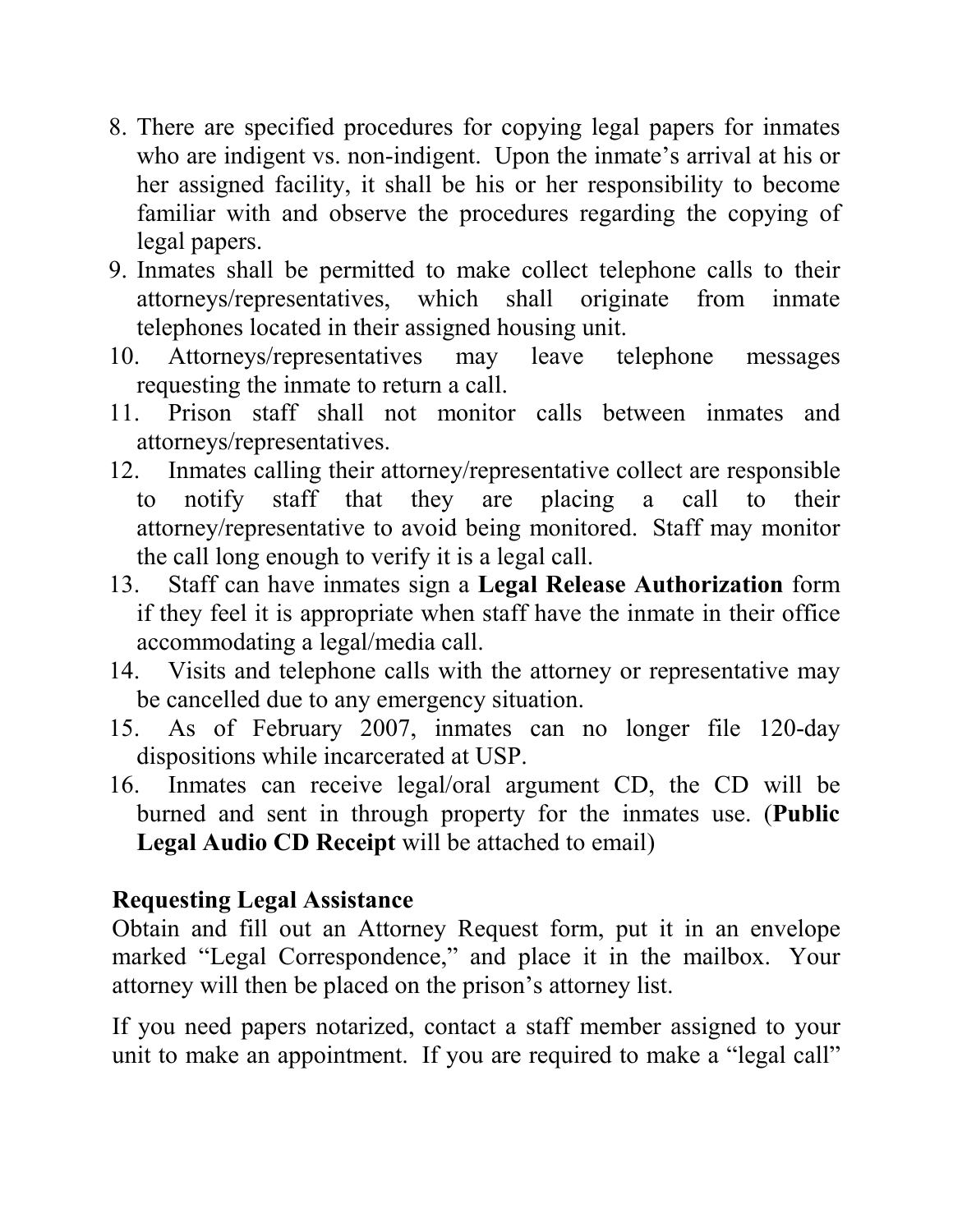8. There are specified procedures for copying legal papers for inmates who are indigent vs. non-indigent. Upon the inmate's arrival at his or her assigned facility, it shall be his or her responsibility to become familiar with and observe the procedures regarding the copying of legal papers.
9. Inmates shall be permitted to make collect telephone calls to their attorneys/representatives, which shall originate from inmate telephones located in their assigned housing unit.
10. Attorneys/representatives may leave telephone messages requesting the inmate to return a call.
11. Prison staff shall not monitor calls between inmates and attorneys/representatives.
12. Inmates calling their attorney/representative collect are responsible to notify staff that they are placing a call to their attorney/representative to avoid being monitored. Staff may monitor the call long enough to verify it is a legal call.
13. Staff can have inmates sign a **Legal Release Authorization** form if they feel it is appropriate when staff have the inmate in their office accommodating a legal/media call.
14. Visits and telephone calls with the attorney or representative may be cancelled due to any emergency situation.
15. As of February 2007, inmates can no longer file 120-day dispositions while incarcerated at USP.
16. Inmates can receive legal/oral argument CD, the CD will be burned and sent in through property for the inmates use. (**Public Legal Audio CD Receipt** will be attached to email)

**Requesting Legal Assistance**

Obtain and fill out an Attorney Request form, put it in an envelope marked "Legal Correspondence," and place it in the mailbox. Your attorney will then be placed on the prison's attorney list.

If you need papers notarized, contact a staff member assigned to your unit to make an appointment. If you are required to make a "legal call"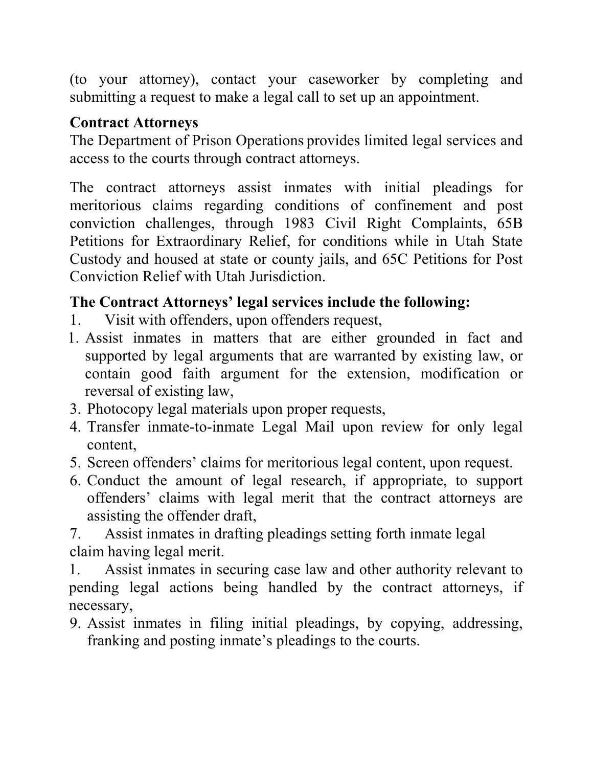(to your attorney), contact your caseworker by completing and submitting a request to make a legal call to set up an appointment.

**Contract Attorneys**

The Department of Prison Operations provides limited legal services and access to the courts through contract attorneys.

The contract attorneys assist inmates with initial pleadings for meritorious claims regarding conditions of confinement and post conviction challenges, through 1983 Civil Right Complaints, 65B Petitions for Extraordinary Relief, for conditions while in Utah State Custody and housed at state or county jails, and 65C Petitions for Post Conviction Relief with Utah Jurisdiction.

**The Contract Attorneys' legal services include the following:**

1. Visit with offenders, upon offenders request,
1. Assist inmates in matters that are either grounded in fact and supported by legal arguments that are warranted by existing law, or contain good faith argument for the extension, modification or reversal of existing law,
3. Photocopy legal materials upon proper requests,
4. Transfer inmate-to-inmate Legal Mail upon review for only legal content,
5. Screen offenders' claims for meritorious legal content, upon request.
6. Conduct the amount of legal research, if appropriate, to support offenders' claims with legal merit that the contract attorneys are assisting the offender draft,
7. Assist inmates in drafting pleadings setting forth inmate legal claim having legal merit.
1. Assist inmates in securing case law and other authority relevant to pending legal actions being handled by the contract attorneys, if necessary,
9. Assist inmates in filing initial pleadings, by copying, addressing, franking and posting inmate's pleadings to the courts.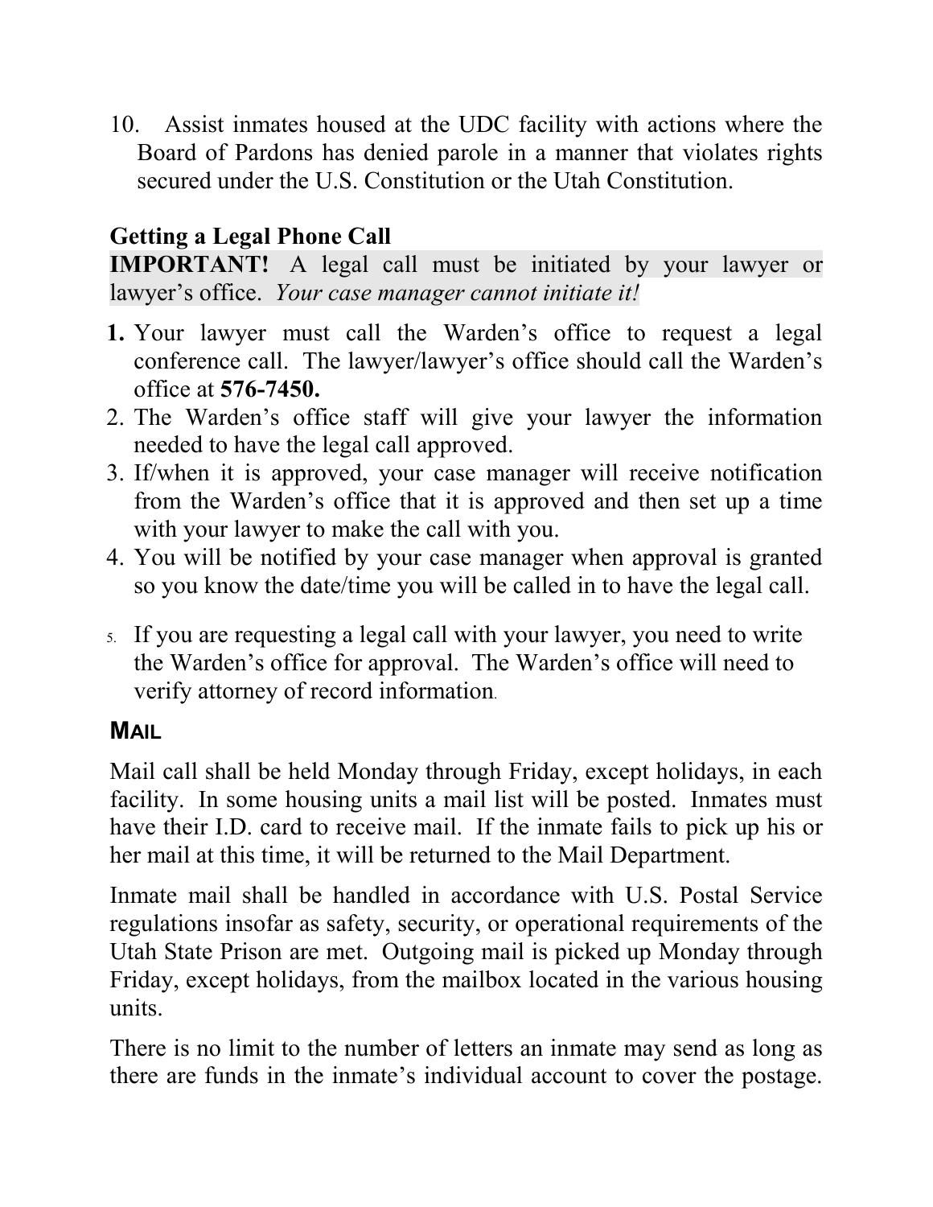10. Assist inmates housed at the UDC facility with actions where the Board of Pardons has denied parole in a manner that violates rights secured under the U.S. Constitution or the Utah Constitution.

**Getting a Legal Phone Call**

**IMPORTANT!** A legal call must be initiated by your lawyer or lawyer's office. *Your case manager cannot initiate it!*

1. Your lawyer must call the Warden's office to request a legal conference call. The lawyer/lawyer's office should call the Warden's office at **576-7450.**
2. The Warden's office staff will give your lawyer the information needed to have the legal call approved.
3. If/when it is approved, your case manager will receive notification from the Warden's office that it is approved and then set up a time with your lawyer to make the call with you.
4. You will be notified by your case manager when approval is granted so you know the date/time you will be called in to have the legal call.
5. If you are requesting a legal call with your lawyer, you need to write the Warden's office for approval. The Warden's office will need to verify attorney of record information.

## MAIL

Mail call shall be held Monday through Friday, except holidays, in each facility. In some housing units a mail list will be posted. Inmates must have their I.D. card to receive mail. If the inmate fails to pick up his or her mail at this time, it will be returned to the Mail Department.

Inmate mail shall be handled in accordance with U.S. Postal Service regulations insofar as safety, security, or operational requirements of the Utah State Prison are met. Outgoing mail is picked up Monday through Friday, except holidays, from the mailbox located in the various housing units.

There is no limit to the number of letters an inmate may send as long as there are funds in the inmate's individual account to cover the postage.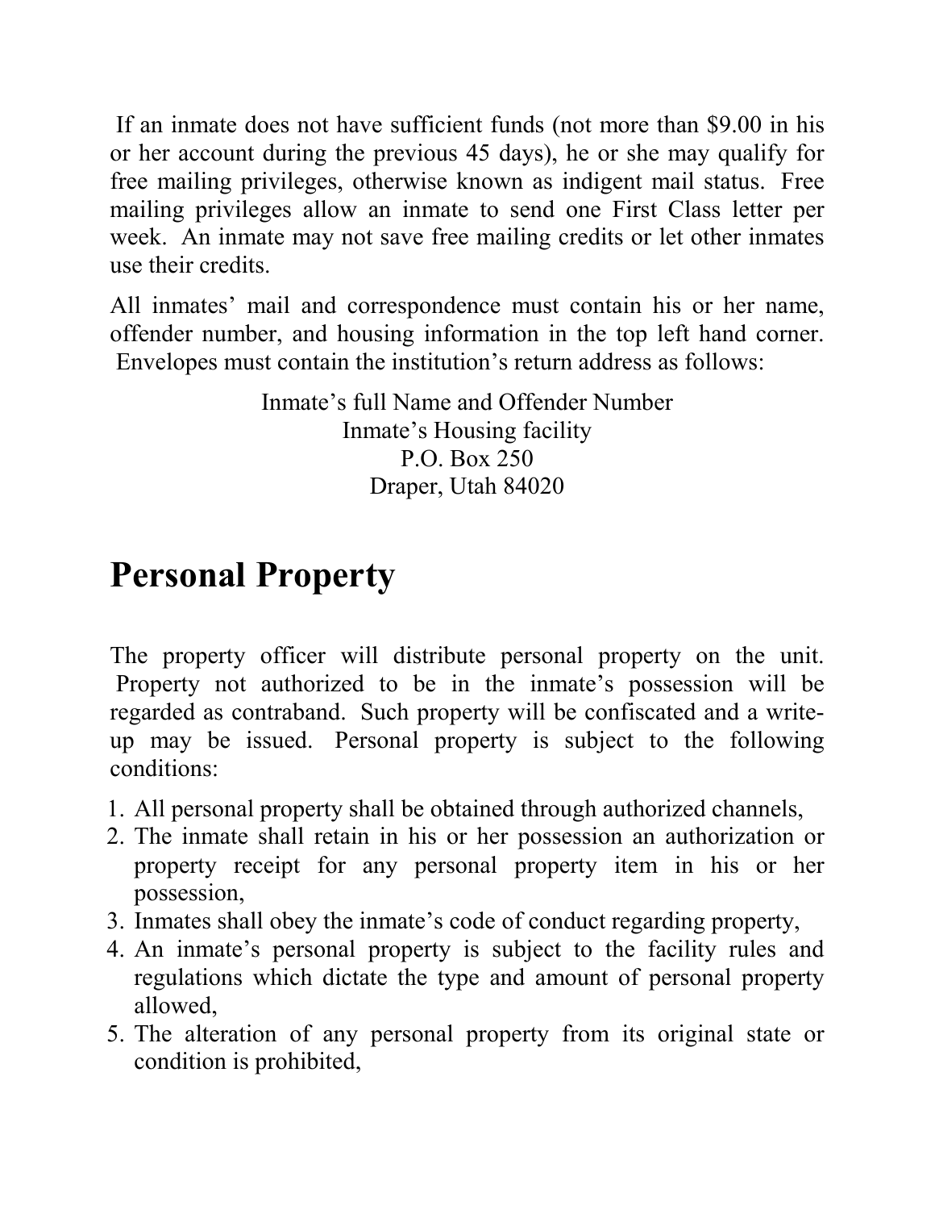If an inmate does not have sufficient funds (not more than $9.00 in his or her account during the previous 45 days), he or she may qualify for free mailing privileges, otherwise known as indigent mail status. Free mailing privileges allow an inmate to send one First Class letter per week. An inmate may not save free mailing credits or let other inmates use their credits.

All inmates' mail and correspondence must contain his or her name, offender number, and housing information in the top left hand corner. Envelopes must contain the institution's return address as follows:

Inmate's full Name and Offender Number
Inmate's Housing facility
P.O. Box 250
Draper, Utah 84020

# Personal Property

The property officer will distribute personal property on the unit. Property not authorized to be in the inmate's possession will be regarded as contraband. Such property will be confiscated and a write-up may be issued. Personal property is subject to the following conditions:

1. All personal property shall be obtained through authorized channels,
2. The inmate shall retain in his or her possession an authorization or property receipt for any personal property item in his or her possession,
3. Inmates shall obey the inmate's code of conduct regarding property,
4. An inmate's personal property is subject to the facility rules and regulations which dictate the type and amount of personal property allowed,
5. The alteration of any personal property from its original state or condition is prohibited,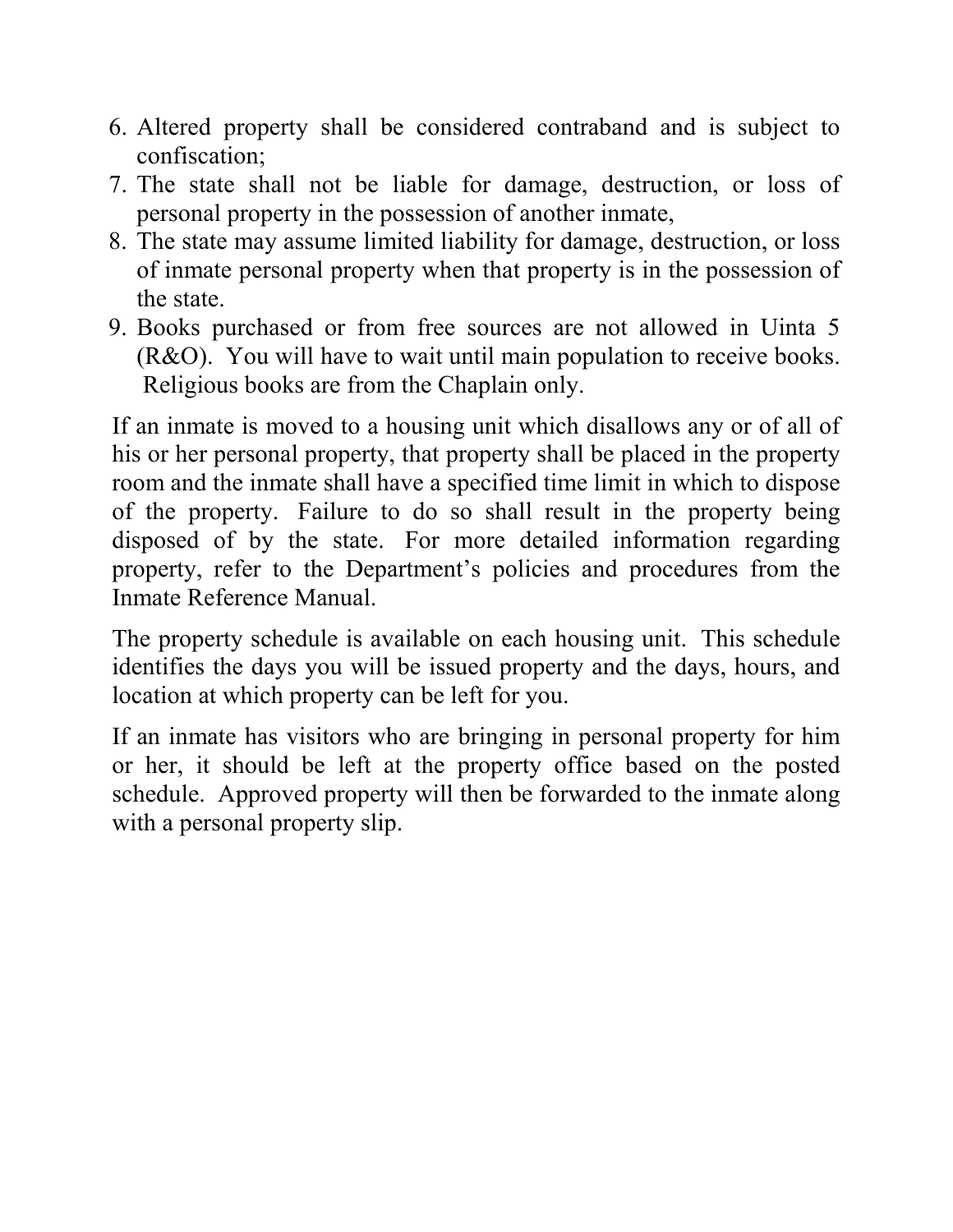6. Altered property shall be considered contraband and is subject to confiscation;
7. The state shall not be liable for damage, destruction, or loss of personal property in the possession of another inmate,
8. The state may assume limited liability for damage, destruction, or loss of inmate personal property when that property is in the possession of the state.
9. Books purchased or from free sources are not allowed in Uinta 5 (R&O). You will have to wait until main population to receive books. Religious books are from the Chaplain only.

If an inmate is moved to a housing unit which disallows any or of all of his or her personal property, that property shall be placed in the property room and the inmate shall have a specified time limit in which to dispose of the property. Failure to do so shall result in the property being disposed of by the state. For more detailed information regarding property, refer to the Department's policies and procedures from the Inmate Reference Manual.

The property schedule is available on each housing unit. This schedule identifies the days you will be issued property and the days, hours, and location at which property can be left for you.

If an inmate has visitors who are bringing in personal property for him or her, it should be left at the property office based on the posted schedule. Approved property will then be forwarded to the inmate along with a personal property slip.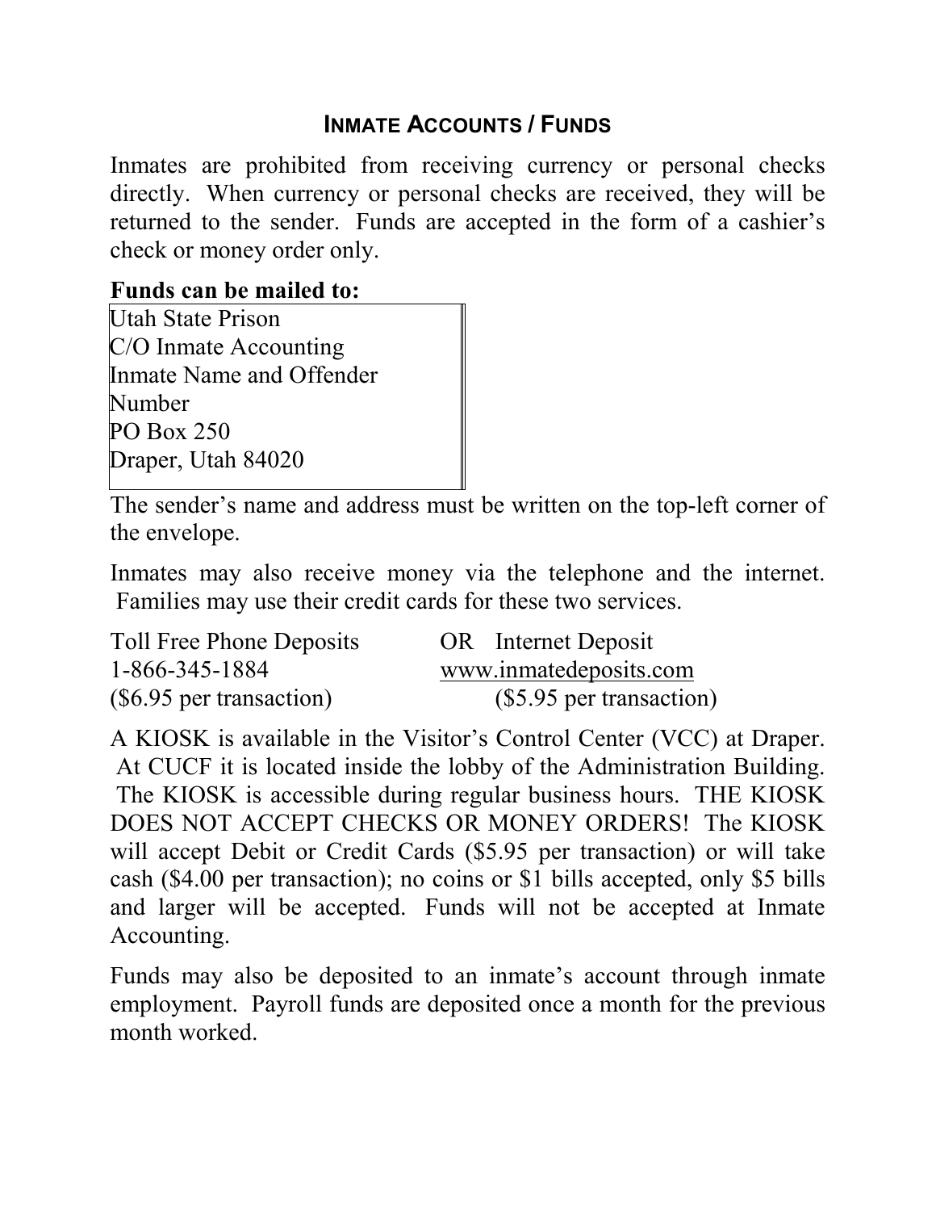## INMATE ACCOUNTS / FUNDS

Inmates are prohibited from receiving currency or personal checks directly. When currency or personal checks are received, they will be returned to the sender. Funds are accepted in the form of a cashier's check or money order only.

**Funds can be mailed to:**

Utah State Prison
C/O Inmate Accounting
Inmate Name and Offender Number
PO Box 250
Draper, Utah 84020

The sender's name and address must be written on the top-left corner of the envelope.

Inmates may also receive money via the telephone and the internet. Families may use their credit cards for these two services.

| Toll Free Phone Deposits | OR | Internet Deposit |
|---|---|---|
| 1-866-345-1884 | | www.inmatedeposits.com |
| ($6.95 per transaction) | | ($5.95 per transaction) |

A KIOSK is available in the Visitor's Control Center (VCC) at Draper. At CUCF it is located inside the lobby of the Administration Building. The KIOSK is accessible during regular business hours. THE KIOSK DOES NOT ACCEPT CHECKS OR MONEY ORDERS! The KIOSK will accept Debit or Credit Cards ($5.95 per transaction) or will take cash ($4.00 per transaction); no coins or $1 bills accepted, only $5 bills and larger will be accepted. Funds will not be accepted at Inmate Accounting.

Funds may also be deposited to an inmate's account through inmate employment. Payroll funds are deposited once a month for the previous month worked.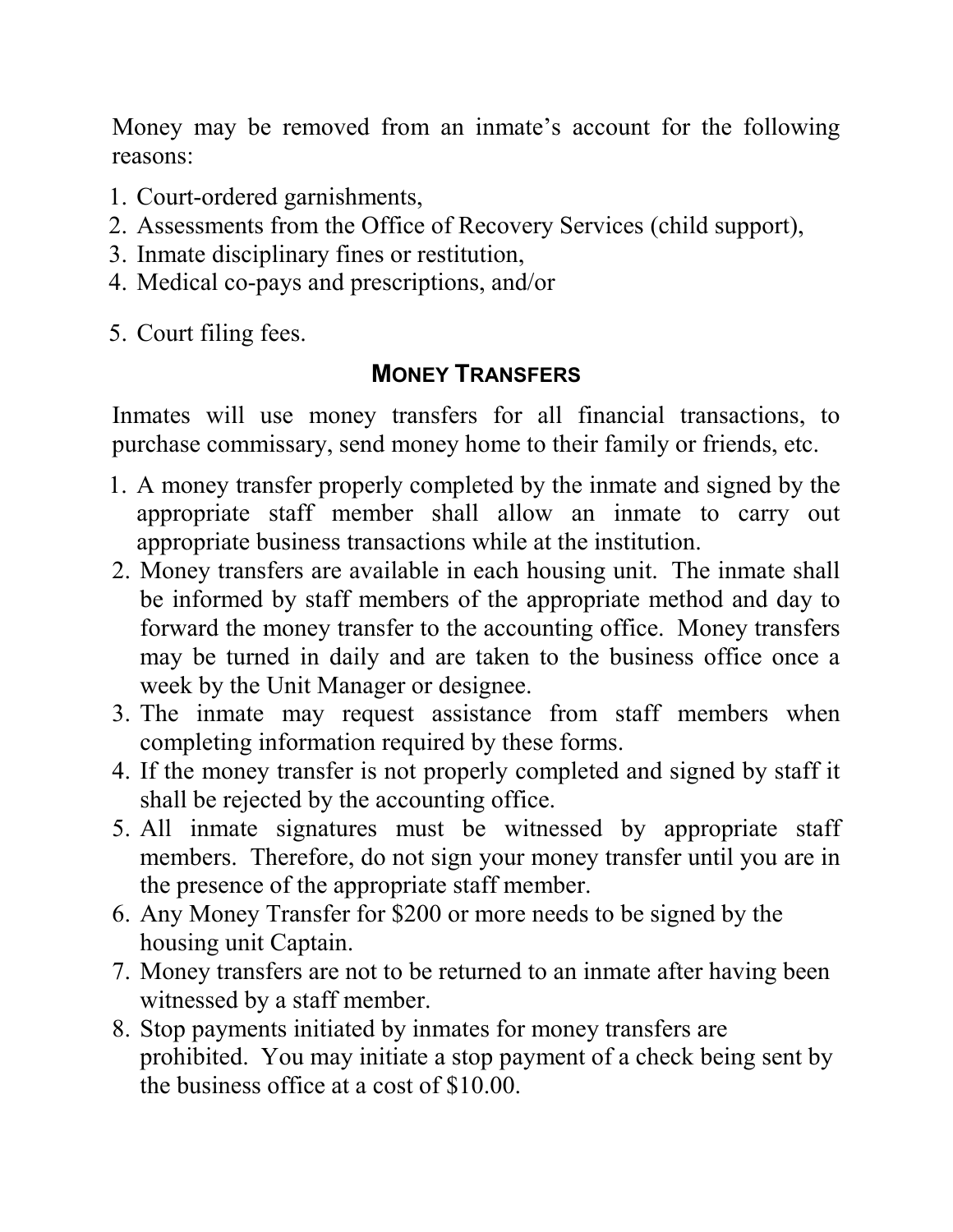Money may be removed from an inmate's account for the following reasons:

1. Court-ordered garnishments,
2. Assessments from the Office of Recovery Services (child support),
3. Inmate disciplinary fines or restitution,
4. Medical co-pays and prescriptions, and/or
5. Court filing fees.

## MONEY TRANSFERS

Inmates will use money transfers for all financial transactions, to purchase commissary, send money home to their family or friends, etc.

1. A money transfer properly completed by the inmate and signed by the appropriate staff member shall allow an inmate to carry out appropriate business transactions while at the institution.
2. Money transfers are available in each housing unit. The inmate shall be informed by staff members of the appropriate method and day to forward the money transfer to the accounting office. Money transfers may be turned in daily and are taken to the business office once a week by the Unit Manager or designee.
3. The inmate may request assistance from staff members when completing information required by these forms.
4. If the money transfer is not properly completed and signed by staff it shall be rejected by the accounting office.
5. All inmate signatures must be witnessed by appropriate staff members. Therefore, do not sign your money transfer until you are in the presence of the appropriate staff member.
6. Any Money Transfer for $200 or more needs to be signed by the housing unit Captain.
7. Money transfers are not to be returned to an inmate after having been witnessed by a staff member.
8. Stop payments initiated by inmates for money transfers are prohibited. You may initiate a stop payment of a check being sent by the business office at a cost of $10.00.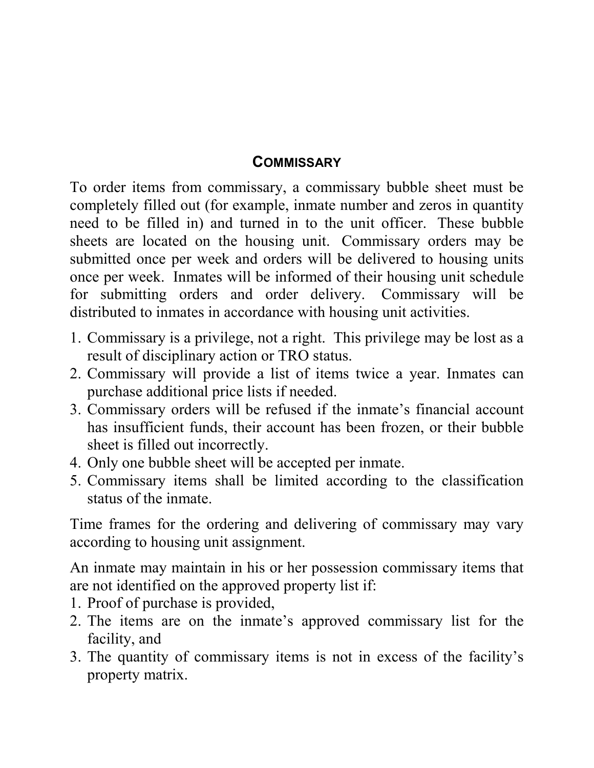## COMMISSARY

To order items from commissary, a commissary bubble sheet must be completely filled out (for example, inmate number and zeros in quantity need to be filled in) and turned in to the unit officer. These bubble sheets are located on the housing unit. Commissary orders may be submitted once per week and orders will be delivered to housing units once per week. Inmates will be informed of their housing unit schedule for submitting orders and order delivery. Commissary will be distributed to inmates in accordance with housing unit activities.

1. Commissary is a privilege, not a right. This privilege may be lost as a result of disciplinary action or TRO status.
2. Commissary will provide a list of items twice a year. Inmates can purchase additional price lists if needed.
3. Commissary orders will be refused if the inmate's financial account has insufficient funds, their account has been frozen, or their bubble sheet is filled out incorrectly.
4. Only one bubble sheet will be accepted per inmate.
5. Commissary items shall be limited according to the classification status of the inmate.

Time frames for the ordering and delivering of commissary may vary according to housing unit assignment.

An inmate may maintain in his or her possession commissary items that are not identified on the approved property list if:

1. Proof of purchase is provided,
2. The items are on the inmate's approved commissary list for the facility, and
3. The quantity of commissary items is not in excess of the facility's property matrix.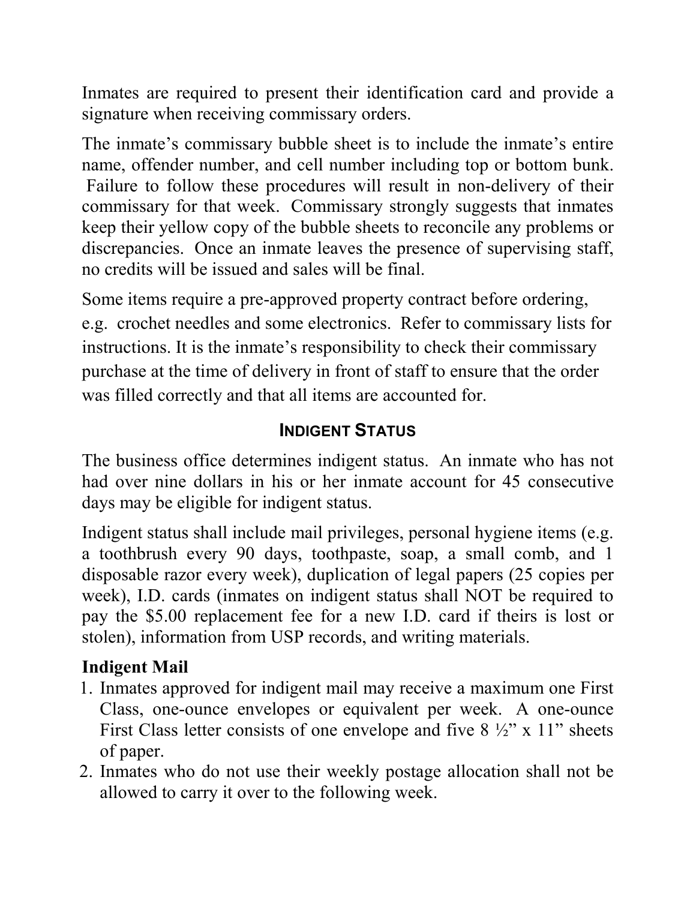Inmates are required to present their identification card and provide a signature when receiving commissary orders.

The inmate's commissary bubble sheet is to include the inmate's entire name, offender number, and cell number including top or bottom bunk. Failure to follow these procedures will result in non-delivery of their commissary for that week. Commissary strongly suggests that inmates keep their yellow copy of the bubble sheets to reconcile any problems or discrepancies. Once an inmate leaves the presence of supervising staff, no credits will be issued and sales will be final.

Some items require a pre-approved property contract before ordering, e.g. crochet needles and some electronics. Refer to commissary lists for instructions. It is the inmate's responsibility to check their commissary purchase at the time of delivery in front of staff to ensure that the order was filled correctly and that all items are accounted for.

## INDIGENT STATUS

The business office determines indigent status. An inmate who has not had over nine dollars in his or her inmate account for 45 consecutive days may be eligible for indigent status.

Indigent status shall include mail privileges, personal hygiene items (e.g. a toothbrush every 90 days, toothpaste, soap, a small comb, and 1 disposable razor every week), duplication of legal papers (25 copies per week), I.D. cards (inmates on indigent status shall NOT be required to pay the $5.00 replacement fee for a new I.D. card if theirs is lost or stolen), information from USP records, and writing materials.

### Indigent Mail

1. Inmates approved for indigent mail may receive a maximum one First Class, one-ounce envelopes or equivalent per week. A one-ounce First Class letter consists of one envelope and five 8 ½" x 11" sheets of paper.
2. Inmates who do not use their weekly postage allocation shall not be allowed to carry it over to the following week.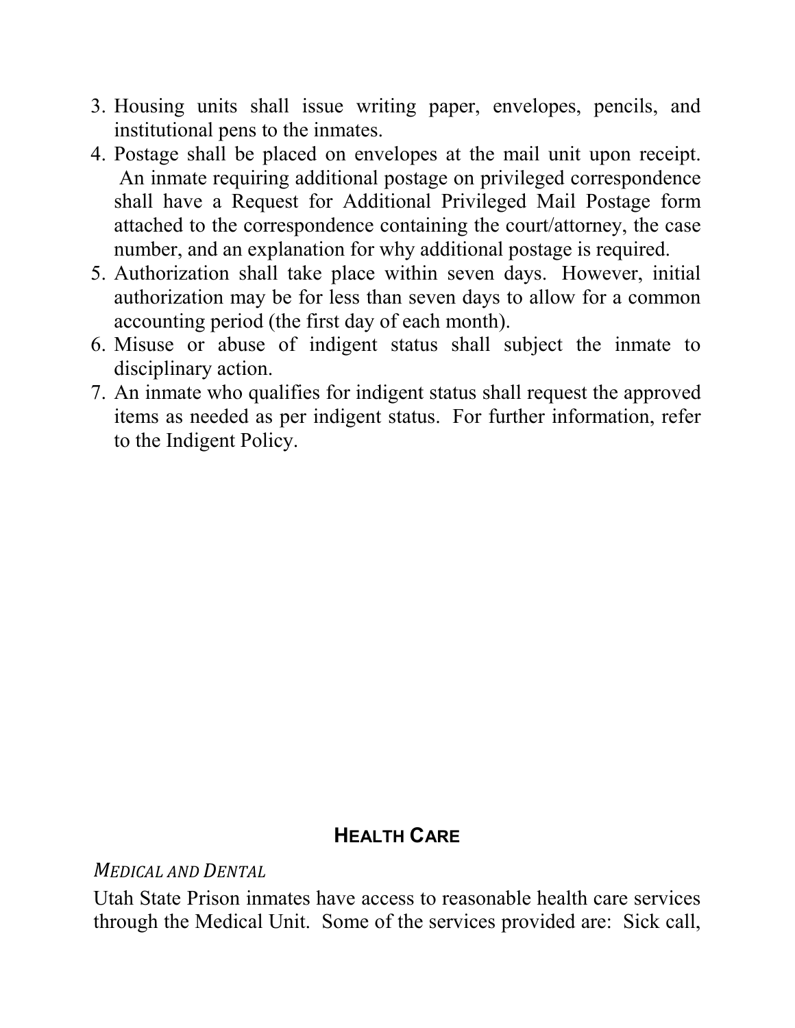3. Housing units shall issue writing paper, envelopes, pencils, and institutional pens to the inmates.
4. Postage shall be placed on envelopes at the mail unit upon receipt. An inmate requiring additional postage on privileged correspondence shall have a Request for Additional Privileged Mail Postage form attached to the correspondence containing the court/attorney, the case number, and an explanation for why additional postage is required.
5. Authorization shall take place within seven days. However, initial authorization may be for less than seven days to allow for a common accounting period (the first day of each month).
6. Misuse or abuse of indigent status shall subject the inmate to disciplinary action.
7. An inmate who qualifies for indigent status shall request the approved items as needed as per indigent status. For further information, refer to the Indigent Policy.

## HEALTH CARE

*MEDICAL AND DENTAL*

Utah State Prison inmates have access to reasonable health care services through the Medical Unit. Some of the services provided are: Sick call,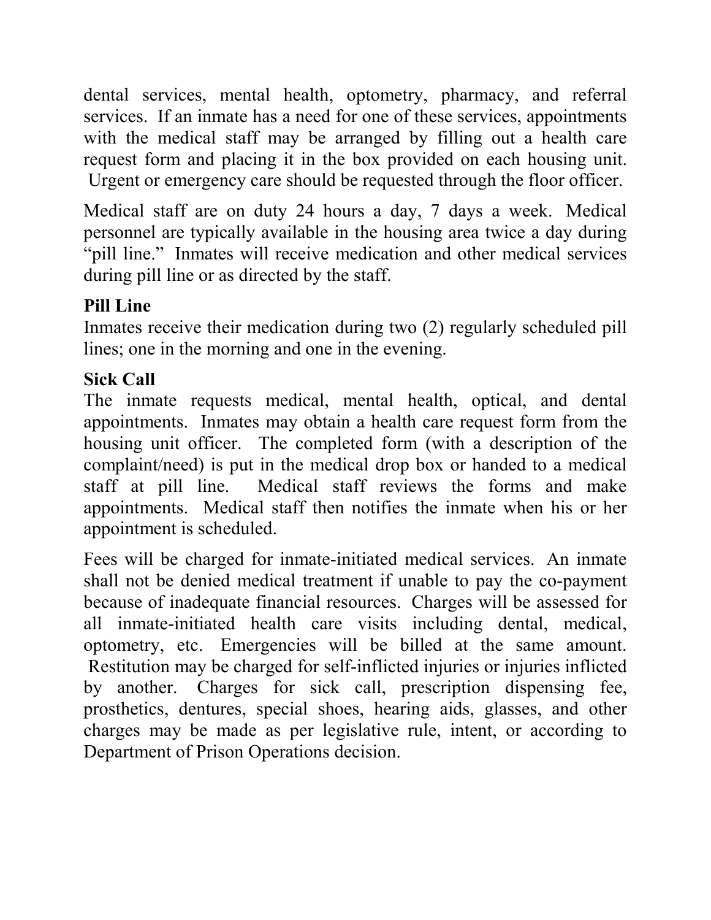dental services, mental health, optometry, pharmacy, and referral services. If an inmate has a need for one of these services, appointments with the medical staff may be arranged by filling out a health care request form and placing it in the box provided on each housing unit. Urgent or emergency care should be requested through the floor officer.

Medical staff are on duty 24 hours a day, 7 days a week. Medical personnel are typically available in the housing area twice a day during "pill line." Inmates will receive medication and other medical services during pill line or as directed by the staff.

**Pill Line**

Inmates receive their medication during two (2) regularly scheduled pill lines; one in the morning and one in the evening.

**Sick Call**

The inmate requests medical, mental health, optical, and dental appointments. Inmates may obtain a health care request form from the housing unit officer. The completed form (with a description of the complaint/need) is put in the medical drop box or handed to a medical staff at pill line. Medical staff reviews the forms and make appointments. Medical staff then notifies the inmate when his or her appointment is scheduled.

Fees will be charged for inmate-initiated medical services. An inmate shall not be denied medical treatment if unable to pay the co-payment because of inadequate financial resources. Charges will be assessed for all inmate-initiated health care visits including dental, medical, optometry, etc. Emergencies will be billed at the same amount. Restitution may be charged for self-inflicted injuries or injuries inflicted by another. Charges for sick call, prescription dispensing fee, prosthetics, dentures, special shoes, hearing aids, glasses, and other charges may be made as per legislative rule, intent, or according to Department of Prison Operations decision.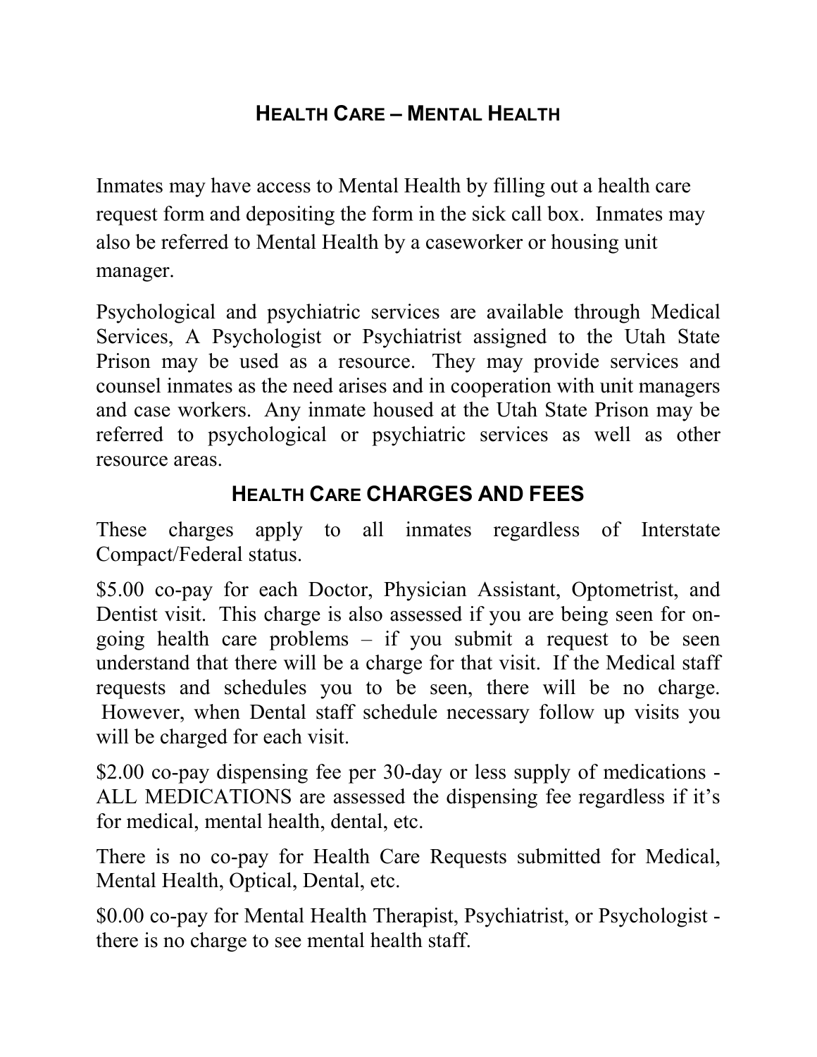## HEALTH CARE – MENTAL HEALTH

Inmates may have access to Mental Health by filling out a health care request form and depositing the form in the sick call box. Inmates may also be referred to Mental Health by a caseworker or housing unit manager.

Psychological and psychiatric services are available through Medical Services, A Psychologist or Psychiatrist assigned to the Utah State Prison may be used as a resource. They may provide services and counsel inmates as the need arises and in cooperation with unit managers and case workers. Any inmate housed at the Utah State Prison may be referred to psychological or psychiatric services as well as other resource areas.

## HEALTH CARE CHARGES AND FEES

These charges apply to all inmates regardless of Interstate Compact/Federal status.

$5.00 co-pay for each Doctor, Physician Assistant, Optometrist, and Dentist visit. This charge is also assessed if you are being seen for on-going health care problems – if you submit a request to be seen understand that there will be a charge for that visit. If the Medical staff requests and schedules you to be seen, there will be no charge. However, when Dental staff schedule necessary follow up visits you will be charged for each visit.

$2.00 co-pay dispensing fee per 30-day or less supply of medications - ALL MEDICATIONS are assessed the dispensing fee regardless if it's for medical, mental health, dental, etc.

There is no co-pay for Health Care Requests submitted for Medical, Mental Health, Optical, Dental, etc.

$0.00 co-pay for Mental Health Therapist, Psychiatrist, or Psychologist - there is no charge to see mental health staff.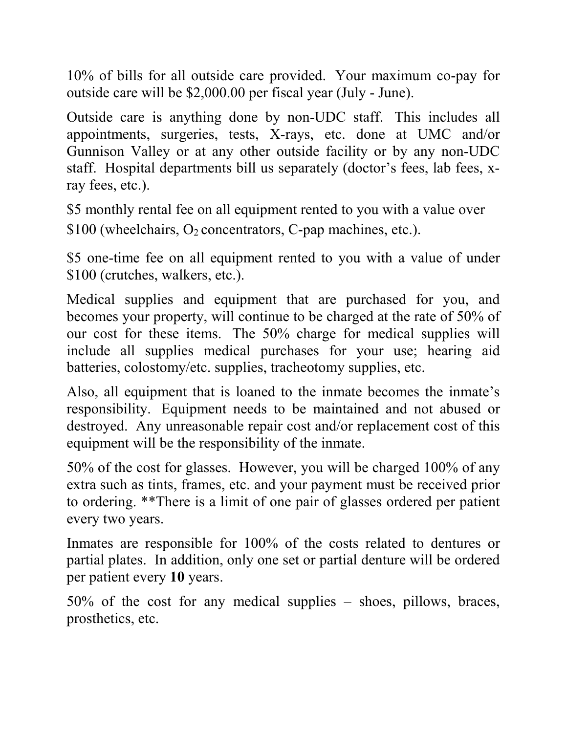10% of bills for all outside care provided. Your maximum co-pay for outside care will be $2,000.00 per fiscal year (July - June).

Outside care is anything done by non-UDC staff. This includes all appointments, surgeries, tests, X-rays, etc. done at UMC and/or Gunnison Valley or at any other outside facility or by any non-UDC staff. Hospital departments bill us separately (doctor's fees, lab fees, x-ray fees, etc.).

$5 monthly rental fee on all equipment rented to you with a value over $100 (wheelchairs, $O_2$ concentrators, C-pap machines, etc.).

$5 one-time fee on all equipment rented to you with a value of under $100 (crutches, walkers, etc.).

Medical supplies and equipment that are purchased for you, and becomes your property, will continue to be charged at the rate of 50% of our cost for these items. The 50% charge for medical supplies will include all supplies medical purchases for your use; hearing aid batteries, colostomy/etc. supplies, tracheotomy supplies, etc.

Also, all equipment that is loaned to the inmate becomes the inmate's responsibility. Equipment needs to be maintained and not abused or destroyed. Any unreasonable repair cost and/or replacement cost of this equipment will be the responsibility of the inmate.

50% of the cost for glasses. However, you will be charged 100% of any extra such as tints, frames, etc. and your payment must be received prior to ordering. **There is a limit of one pair of glasses ordered per patient every two years.

Inmates are responsible for 100% of the costs related to dentures or partial plates. In addition, only one set or partial denture will be ordered per patient every **10** years.

50% of the cost for any medical supplies – shoes, pillows, braces, prosthetics, etc.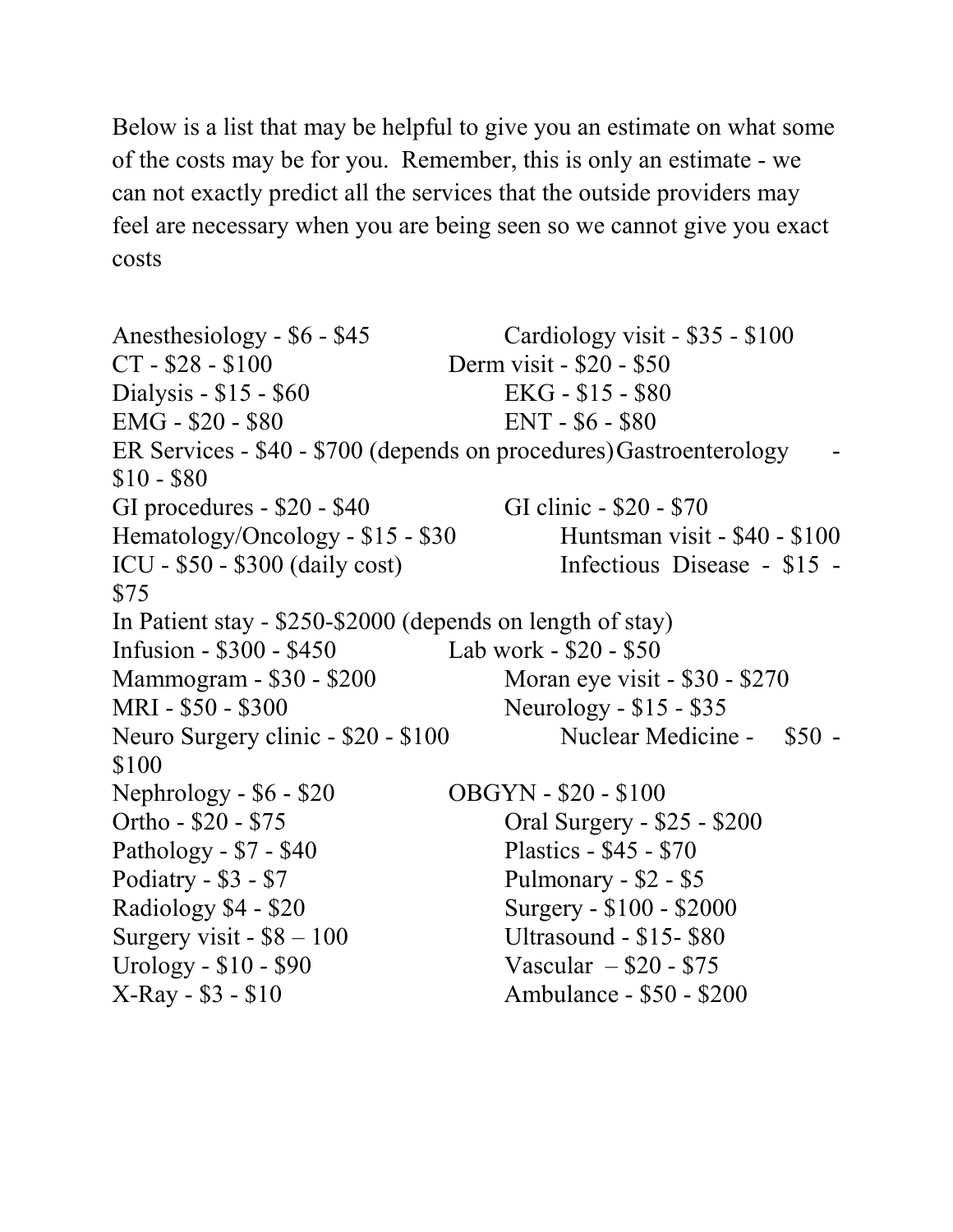Below is a list that may be helpful to give you an estimate on what some of the costs may be for you. Remember, this is only an estimate - we can not exactly predict all the services that the outside providers may feel are necessary when you are being seen so we cannot give you exact costs

Anesthesiology - $6 - $45
Cardiology visit - $35 - $100
CT - $28 - $100
Derm visit - $20 - $50
Dialysis - $15 - $60
EKG - $15 - $80
EMG - $20 - $80
ENT - $6 - $80
ER Services - $40 - $700 (depends on procedures)
Gastroenterology - $10 - $80
GI procedures - $20 - $40
GI clinic - $20 - $70
Hematology/Oncology - $15 - $30
Huntsman visit - $40 - $100
ICU - $50 - $300 (daily cost)
Infectious Disease - $15 - $75
In Patient stay - $250-$2000 (depends on length of stay)
Infusion - $300 - $450
Lab work - $20 - $50
Mammogram - $30 - $200
Moran eye visit - $30 - $270
MRI - $50 - $300
Neurology - $15 - $35
Neuro Surgery clinic - $20 - $100
Nuclear Medicine - $50 - $100
Nephrology - $6 - $20
OBGYN - $20 - $100
Ortho - $20 - $75
Oral Surgery - $25 - $200
Pathology - $7 - $40
Plastics - $45 - $70
Podiatry - $3 - $7
Pulmonary - $2 - $5
Radiology $4 - $20
Surgery - $100 - $2000
Surgery visit - $8 – 100
Ultrasound - $15- $80
Urology - $10 - $90
Vascular – $20 - $75
X-Ray - $3 - $10
Ambulance - $50 - $200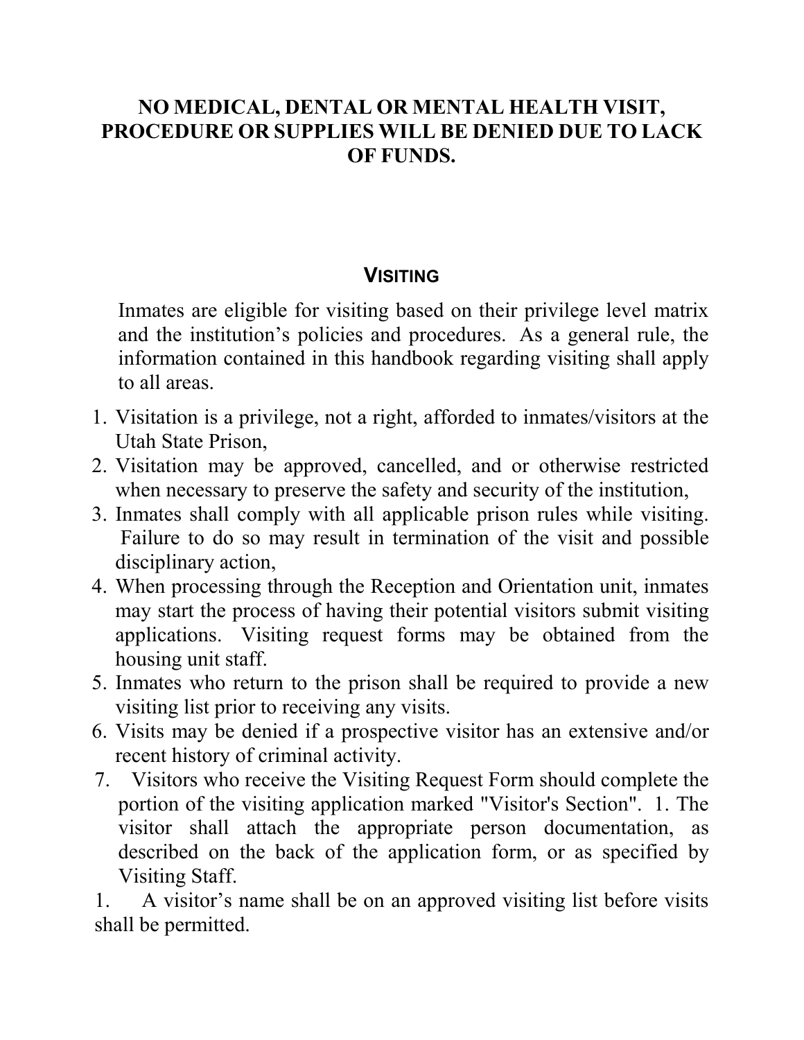**NO MEDICAL, DENTAL OR MENTAL HEALTH VISIT, PROCEDURE OR SUPPLIES WILL BE DENIED DUE TO LACK OF FUNDS.**

## VISITING

Inmates are eligible for visiting based on their privilege level matrix and the institution's policies and procedures. As a general rule, the information contained in this handbook regarding visiting shall apply to all areas.

1. Visitation is a privilege, not a right, afforded to inmates/visitors at the Utah State Prison,
2. Visitation may be approved, cancelled, and or otherwise restricted when necessary to preserve the safety and security of the institution,
3. Inmates shall comply with all applicable prison rules while visiting. Failure to do so may result in termination of the visit and possible disciplinary action,
4. When processing through the Reception and Orientation unit, inmates may start the process of having their potential visitors submit visiting applications. Visiting request forms may be obtained from the housing unit staff.
5. Inmates who return to the prison shall be required to provide a new visiting list prior to receiving any visits.
6. Visits may be denied if a prospective visitor has an extensive and/or recent history of criminal activity.
7. Visitors who receive the Visiting Request Form should complete the portion of the visiting application marked "Visitor's Section". 1. The visitor shall attach the appropriate person documentation, as described on the back of the application form, or as specified by Visiting Staff.

1. A visitor's name shall be on an approved visiting list before visits shall be permitted.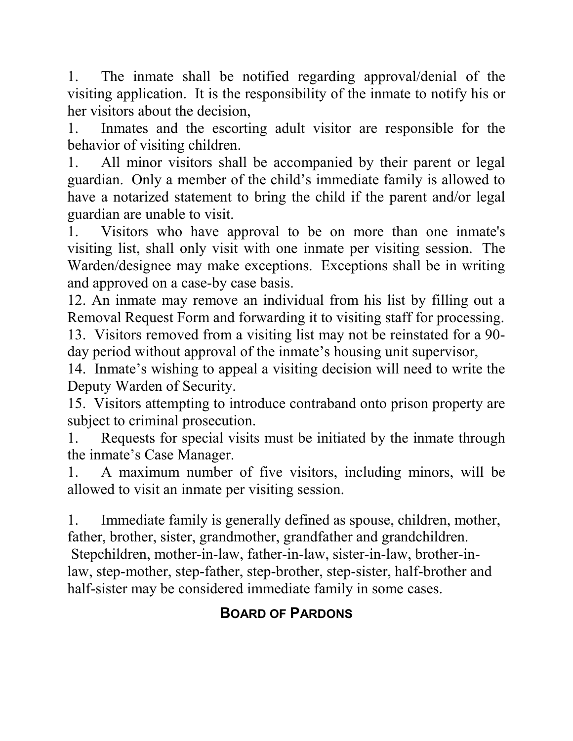1. The inmate shall be notified regarding approval/denial of the visiting application. It is the responsibility of the inmate to notify his or her visitors about the decision,

1. Inmates and the escorting adult visitor are responsible for the behavior of visiting children.

1. All minor visitors shall be accompanied by their parent or legal guardian. Only a member of the child's immediate family is allowed to have a notarized statement to bring the child if the parent and/or legal guardian are unable to visit.

1. Visitors who have approval to be on more than one inmate's visiting list, shall only visit with one inmate per visiting session. The Warden/designee may make exceptions. Exceptions shall be in writing and approved on a case-by case basis.

12. An inmate may remove an individual from his list by filling out a Removal Request Form and forwarding it to visiting staff for processing.

13. Visitors removed from a visiting list may not be reinstated for a 90-day period without approval of the inmate's housing unit supervisor,

14. Inmate's wishing to appeal a visiting decision will need to write the Deputy Warden of Security.

15. Visitors attempting to introduce contraband onto prison property are subject to criminal prosecution.

1. Requests for special visits must be initiated by the inmate through the inmate's Case Manager.

1. A maximum number of five visitors, including minors, will be allowed to visit an inmate per visiting session.

1. Immediate family is generally defined as spouse, children, mother, father, brother, sister, grandmother, grandfather and grandchildren. Stepchildren, mother-in-law, father-in-law, sister-in-law, brother-in-law, step-mother, step-father, step-brother, step-sister, half-brother and half-sister may be considered immediate family in some cases.

## BOARD OF PARDONS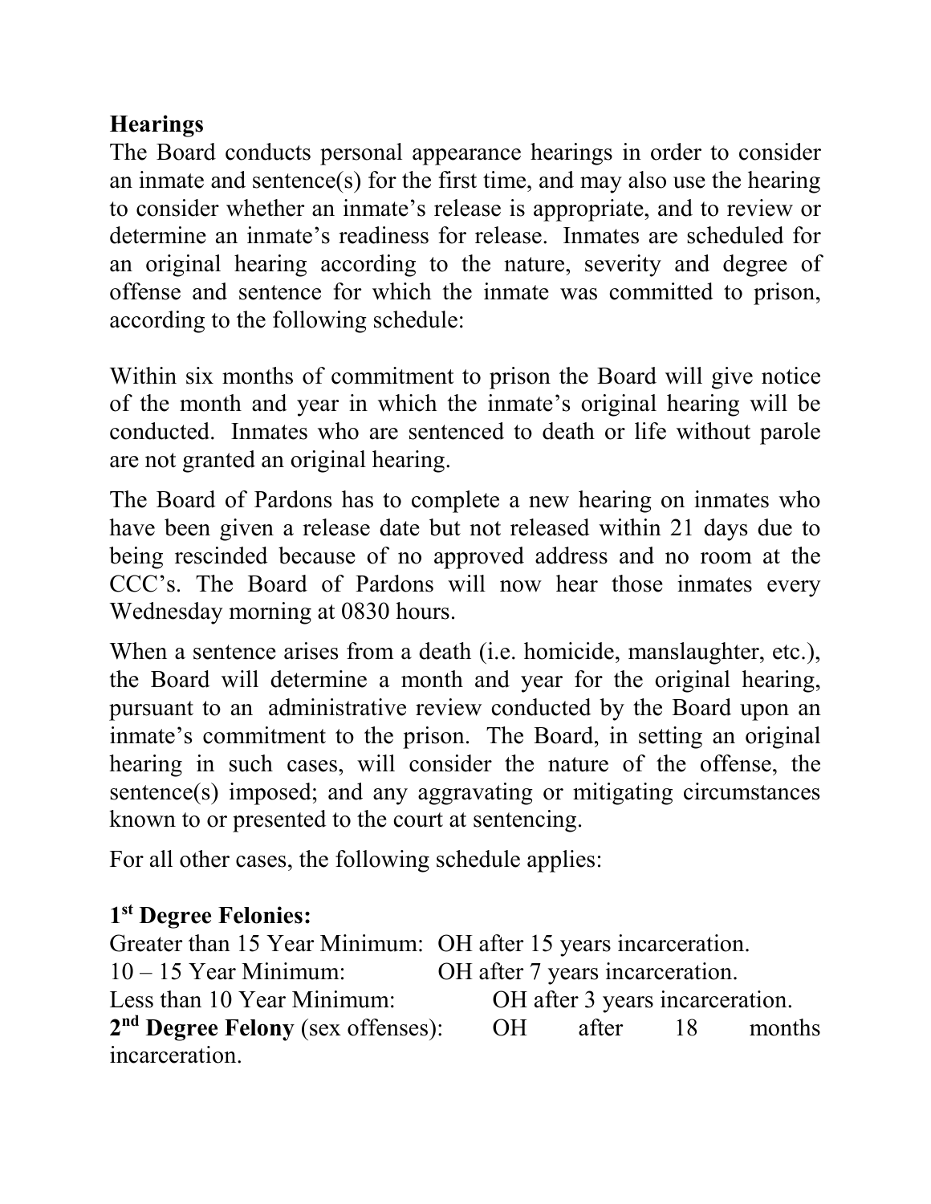### Hearings

The Board conducts personal appearance hearings in order to consider an inmate and sentence(s) for the first time, and may also use the hearing to consider whether an inmate's release is appropriate, and to review or determine an inmate's readiness for release. Inmates are scheduled for an original hearing according to the nature, severity and degree of offense and sentence for which the inmate was committed to prison, according to the following schedule:

Within six months of commitment to prison the Board will give notice of the month and year in which the inmate's original hearing will be conducted. Inmates who are sentenced to death or life without parole are not granted an original hearing.

The Board of Pardons has to complete a new hearing on inmates who have been given a release date but not released within 21 days due to being rescinded because of no approved address and no room at the CCC's. The Board of Pardons will now hear those inmates every Wednesday morning at 0830 hours.

When a sentence arises from a death (i.e. homicide, manslaughter, etc.), the Board will determine a month and year for the original hearing, pursuant to an administrative review conducted by the Board upon an inmate's commitment to the prison. The Board, in setting an original hearing in such cases, will consider the nature of the offense, the sentence(s) imposed; and any aggravating or mitigating circumstances known to or presented to the court at sentencing.

For all other cases, the following schedule applies:

**1st Degree Felonies:**

Greater than 15 Year Minimum: OH after 15 years incarceration.
10 – 15 Year Minimum: OH after 7 years incarceration.
Less than 10 Year Minimum: OH after 3 years incarceration.
**2nd Degree Felony** (sex offenses): OH after 18 months incarceration.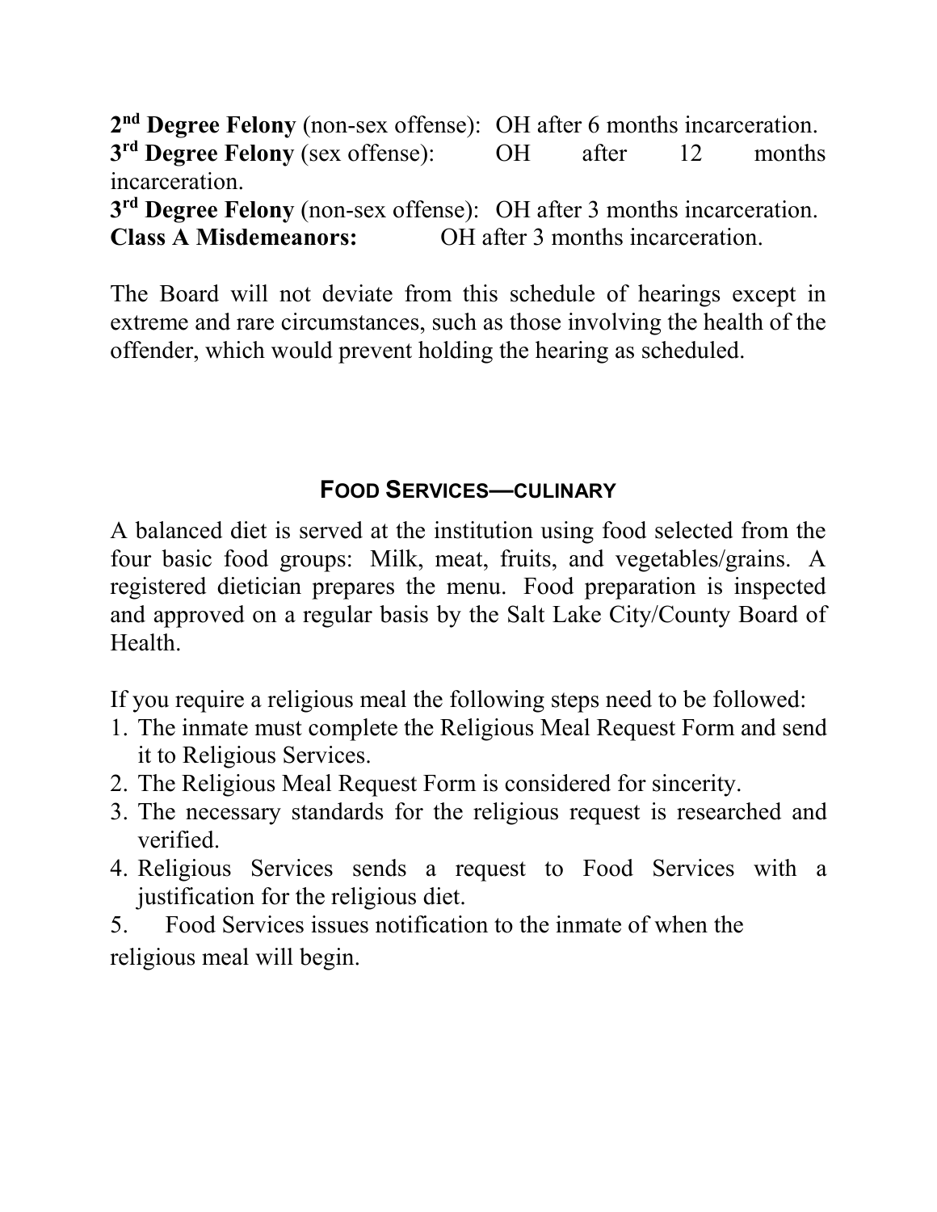**2nd Degree Felony** (non-sex offense): OH after 6 months incarceration.
**3rd Degree Felony** (sex offense): OH after 12 months incarceration.
**3rd Degree Felony** (non-sex offense): OH after 3 months incarceration.
**Class A Misdemeanors:** OH after 3 months incarceration.

The Board will not deviate from this schedule of hearings except in extreme and rare circumstances, such as those involving the health of the offender, which would prevent holding the hearing as scheduled.

## FOOD SERVICES—CULINARY

A balanced diet is served at the institution using food selected from the four basic food groups: Milk, meat, fruits, and vegetables/grains. A registered dietician prepares the menu. Food preparation is inspected and approved on a regular basis by the Salt Lake City/County Board of Health.

If you require a religious meal the following steps need to be followed:

1. The inmate must complete the Religious Meal Request Form and send it to Religious Services.
2. The Religious Meal Request Form is considered for sincerity.
3. The necessary standards for the religious request is researched and verified.
4. Religious Services sends a request to Food Services with a justification for the religious diet.
5. Food Services issues notification to the inmate of when the religious meal will begin.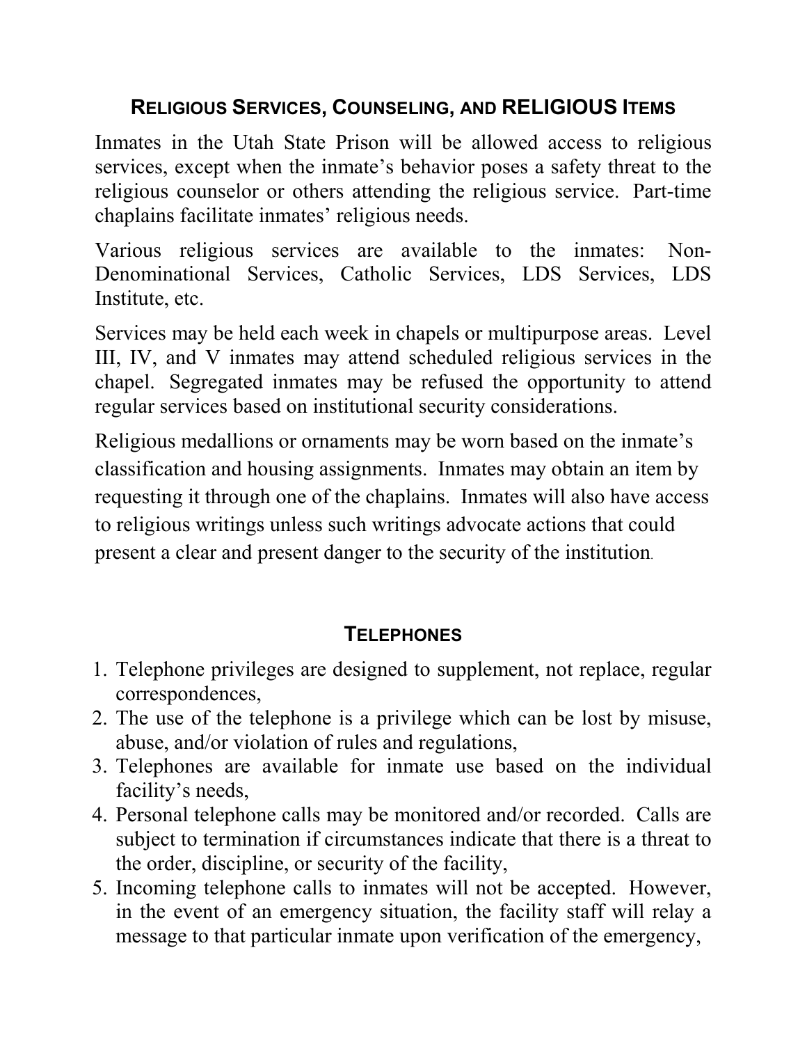## RELIGIOUS SERVICES, COUNSELING, AND RELIGIOUS ITEMS

Inmates in the Utah State Prison will be allowed access to religious services, except when the inmate's behavior poses a safety threat to the religious counselor or others attending the religious service. Part-time chaplains facilitate inmates' religious needs.

Various religious services are available to the inmates: Non-Denominational Services, Catholic Services, LDS Services, LDS Institute, etc.

Services may be held each week in chapels or multipurpose areas. Level III, IV, and V inmates may attend scheduled religious services in the chapel. Segregated inmates may be refused the opportunity to attend regular services based on institutional security considerations.

Religious medallions or ornaments may be worn based on the inmate's classification and housing assignments. Inmates may obtain an item by requesting it through one of the chaplains. Inmates will also have access to religious writings unless such writings advocate actions that could present a clear and present danger to the security of the institution.

## TELEPHONES

1. Telephone privileges are designed to supplement, not replace, regular correspondences,
2. The use of the telephone is a privilege which can be lost by misuse, abuse, and/or violation of rules and regulations,
3. Telephones are available for inmate use based on the individual facility's needs,
4. Personal telephone calls may be monitored and/or recorded. Calls are subject to termination if circumstances indicate that there is a threat to the order, discipline, or security of the facility,
5. Incoming telephone calls to inmates will not be accepted. However, in the event of an emergency situation, the facility staff will relay a message to that particular inmate upon verification of the emergency,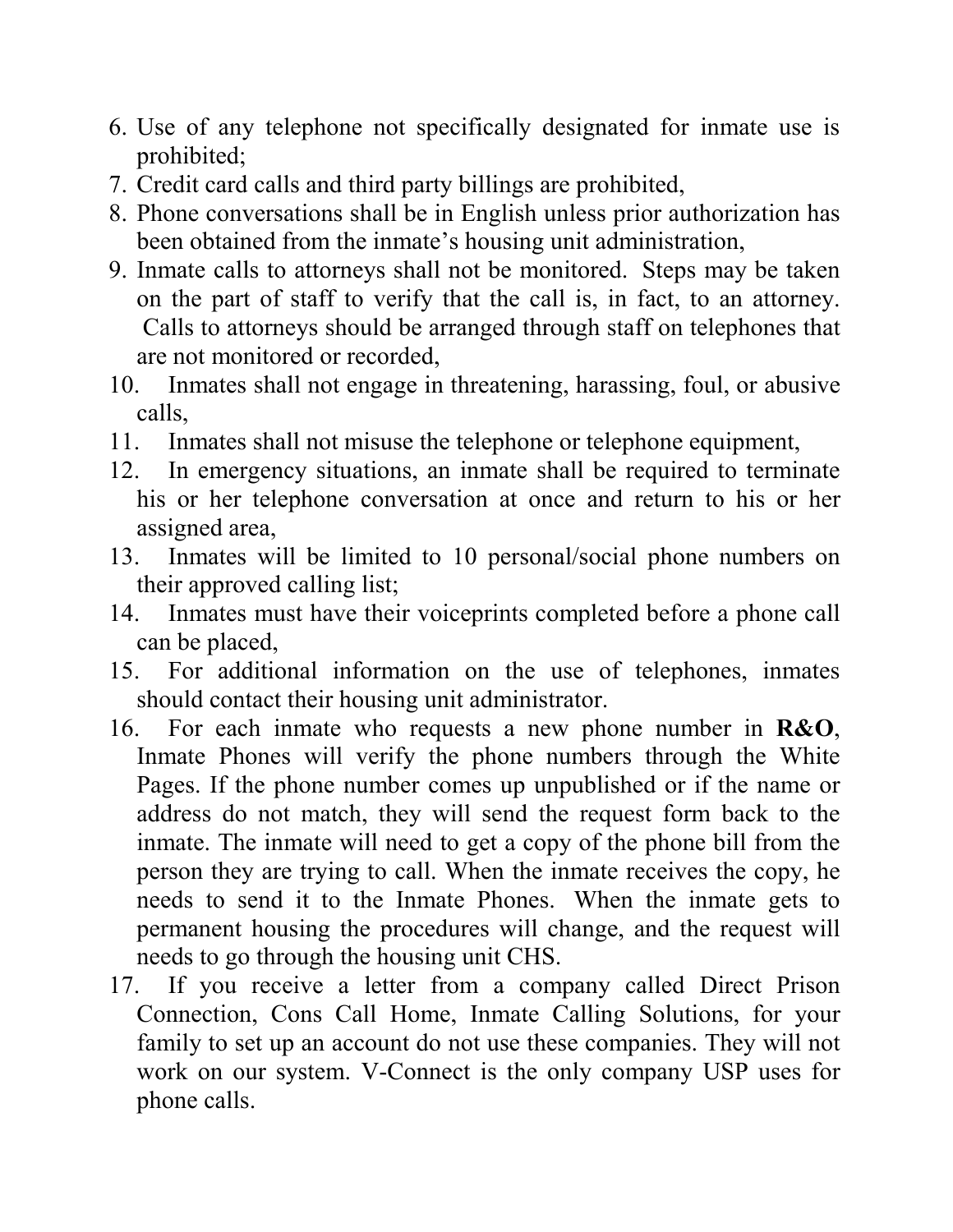6. Use of any telephone not specifically designated for inmate use is prohibited;
7. Credit card calls and third party billings are prohibited,
8. Phone conversations shall be in English unless prior authorization has been obtained from the inmate's housing unit administration,
9. Inmate calls to attorneys shall not be monitored. Steps may be taken on the part of staff to verify that the call is, in fact, to an attorney. Calls to attorneys should be arranged through staff on telephones that are not monitored or recorded,
10. Inmates shall not engage in threatening, harassing, foul, or abusive calls,
11. Inmates shall not misuse the telephone or telephone equipment,
12. In emergency situations, an inmate shall be required to terminate his or her telephone conversation at once and return to his or her assigned area,
13. Inmates will be limited to 10 personal/social phone numbers on their approved calling list;
14. Inmates must have their voiceprints completed before a phone call can be placed,
15. For additional information on the use of telephones, inmates should contact their housing unit administrator.
16. For each inmate who requests a new phone number in **R&O**, Inmate Phones will verify the phone numbers through the White Pages. If the phone number comes up unpublished or if the name or address do not match, they will send the request form back to the inmate. The inmate will need to get a copy of the phone bill from the person they are trying to call. When the inmate receives the copy, he needs to send it to the Inmate Phones. When the inmate gets to permanent housing the procedures will change, and the request will needs to go through the housing unit CHS.
17. If you receive a letter from a company called Direct Prison Connection, Cons Call Home, Inmate Calling Solutions, for your family to set up an account do not use these companies. They will not work on our system. V-Connect is the only company USP uses for phone calls.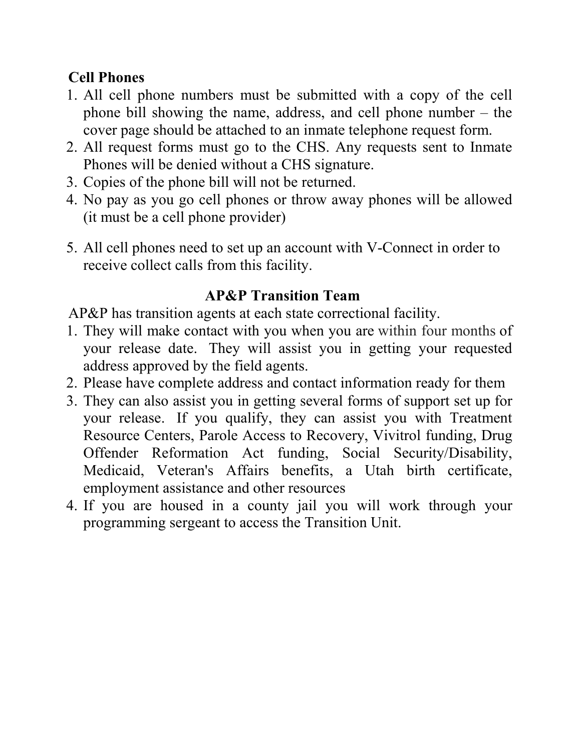**Cell Phones**

1. All cell phone numbers must be submitted with a copy of the cell phone bill showing the name, address, and cell phone number – the cover page should be attached to an inmate telephone request form.
2. All request forms must go to the CHS. Any requests sent to Inmate Phones will be denied without a CHS signature.
3. Copies of the phone bill will not be returned.
4. No pay as you go cell phones or throw away phones will be allowed (it must be a cell phone provider)
5. All cell phones need to set up an account with V-Connect in order to receive collect calls from this facility.

## AP&P Transition Team

AP&P has transition agents at each state correctional facility.

1. They will make contact with you when you are within four months of your release date. They will assist you in getting your requested address approved by the field agents.
2. Please have complete address and contact information ready for them
3. They can also assist you in getting several forms of support set up for your release. If you qualify, they can assist you with Treatment Resource Centers, Parole Access to Recovery, Vivitrol funding, Drug Offender Reformation Act funding, Social Security/Disability, Medicaid, Veteran's Affairs benefits, a Utah birth certificate, employment assistance and other resources
4. If you are housed in a county jail you will work through your programming sergeant to access the Transition Unit.